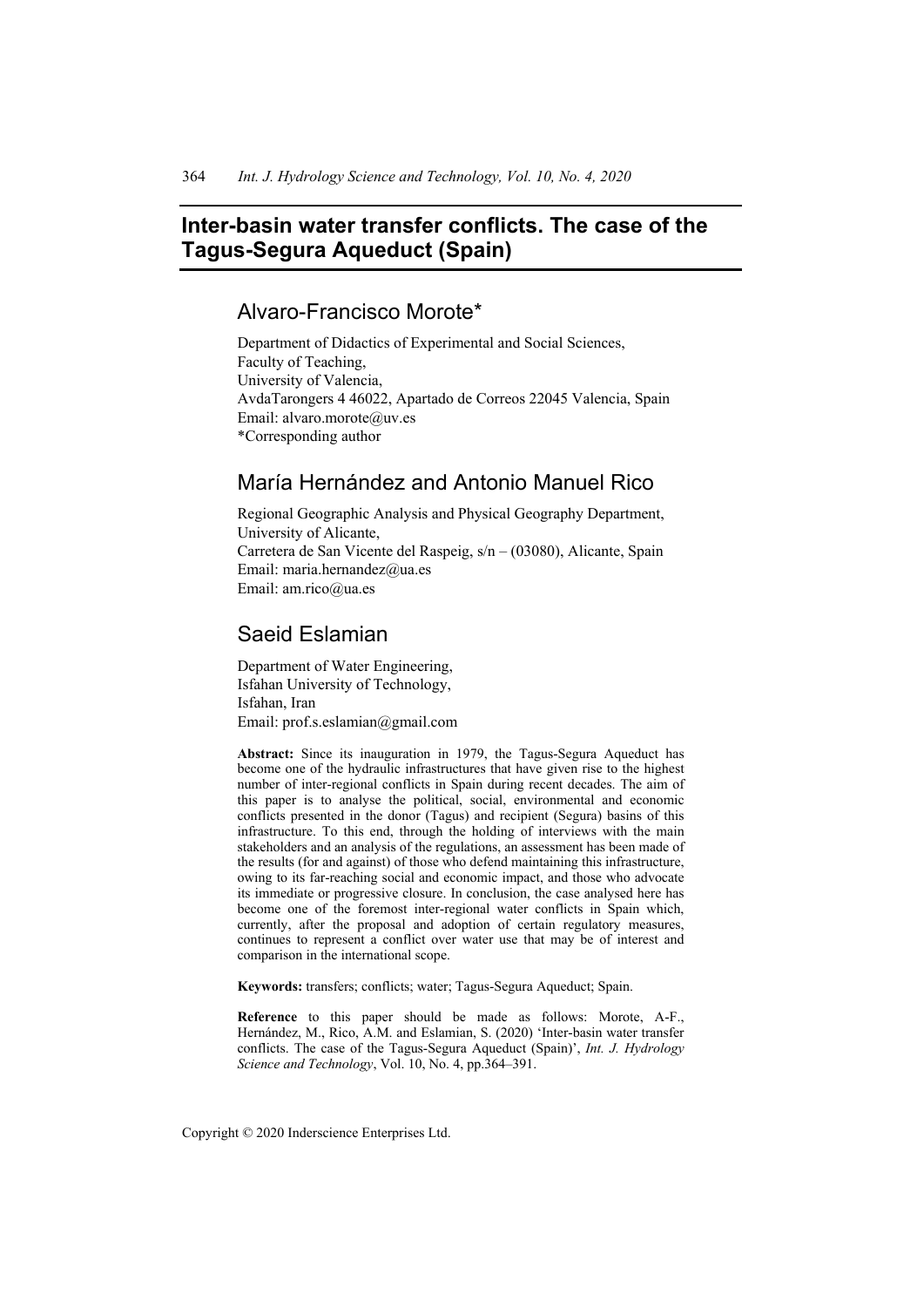# Inter-basin water transfer conflicts. The case of the Tagus-Segura Aqueduct (Spain)

## Alvaro-Francisco Morote*

Department of Didactics of Experimental and Social Sciences,
Faculty of Teaching,
University of Valencia,
AvdaTarongers 4 46022, Apartado de Correos 22045 Valencia, Spain
Email: alvaro.morote@uv.es
*Corresponding author

## María Hernández and Antonio Manuel Rico

Regional Geographic Analysis and Physical Geography Department,
University of Alicante,
Carretera de San Vicente del Raspeig, s/n – (03080), Alicante, Spain
Email: maria.hernandez@ua.es
Email: am.rico@ua.es

## Saeid Eslamian

Department of Water Engineering,
Isfahan University of Technology,
Isfahan, Iran
Email: prof.s.eslamian@gmail.com

**Abstract:** Since its inauguration in 1979, the Tagus-Segura Aqueduct has become one of the hydraulic infrastructures that have given rise to the highest number of inter-regional conflicts in Spain during recent decades. The aim of this paper is to analyse the political, social, environmental and economic conflicts presented in the donor (Tagus) and recipient (Segura) basins of this infrastructure. To this end, through the holding of interviews with the main stakeholders and an analysis of the regulations, an assessment has been made of the results (for and against) of those who defend maintaining this infrastructure, owing to its far-reaching social and economic impact, and those who advocate its immediate or progressive closure. In conclusion, the case analysed here has become one of the foremost inter-regional water conflicts in Spain which, currently, after the proposal and adoption of certain regulatory measures, continues to represent a conflict over water use that may be of interest and comparison in the international scope.

**Keywords:** transfers; conflicts; water; Tagus-Segura Aqueduct; Spain.

**Reference** to this paper should be made as follows: Morote, A-F., Hernández, M., Rico, A.M. and Eslamian, S. (2020) 'Inter-basin water transfer conflicts. The case of the Tagus-Segura Aqueduct (Spain)', *Int. J. Hydrology Science and Technology*, Vol. 10, No. 4, pp.364–391.

Copyright © 2020 Inderscience Enterprises Ltd.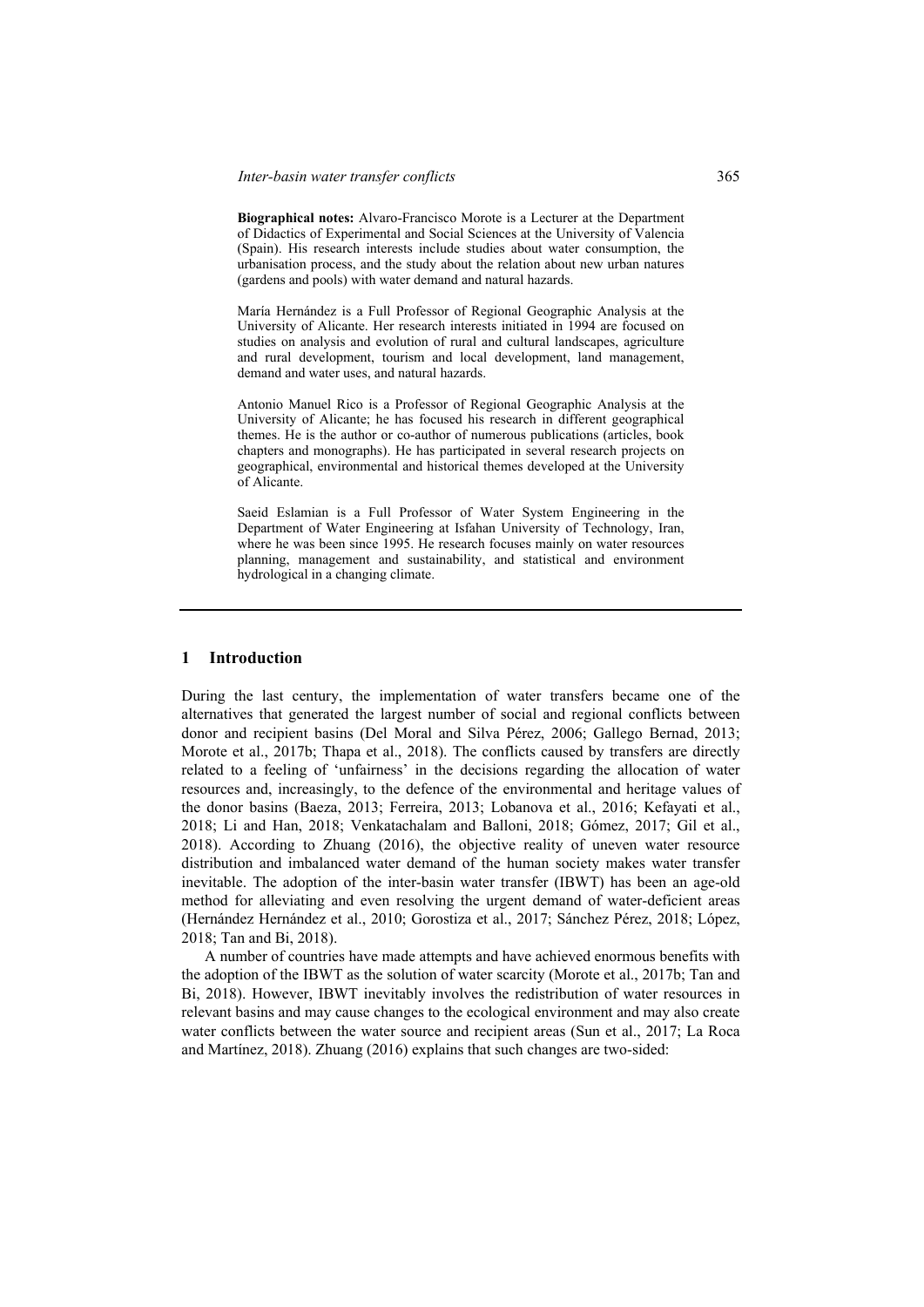**Biographical notes:** Alvaro-Francisco Morote is a Lecturer at the Department of Didactics of Experimental and Social Sciences at the University of Valencia (Spain). His research interests include studies about water consumption, the urbanisation process, and the study about the relation about new urban natures (gardens and pools) with water demand and natural hazards.

María Hernández is a Full Professor of Regional Geographic Analysis at the University of Alicante. Her research interests initiated in 1994 are focused on studies on analysis and evolution of rural and cultural landscapes, agriculture and rural development, tourism and local development, land management, demand and water uses, and natural hazards.

Antonio Manuel Rico is a Professor of Regional Geographic Analysis at the University of Alicante; he has focused his research in different geographical themes. He is the author or co-author of numerous publications (articles, book chapters and monographs). He has participated in several research projects on geographical, environmental and historical themes developed at the University of Alicante.

Saeid Eslamian is a Full Professor of Water System Engineering in the Department of Water Engineering at Isfahan University of Technology, Iran, where he was been since 1995. He research focuses mainly on water resources planning, management and sustainability, and statistical and environment hydrological in a changing climate.

## 1 Introduction

During the last century, the implementation of water transfers became one of the alternatives that generated the largest number of social and regional conflicts between donor and recipient basins (Del Moral and Silva Pérez, 2006; Gallego Bernad, 2013; Morote et al., 2017b; Thapa et al., 2018). The conflicts caused by transfers are directly related to a feeling of 'unfairness' in the decisions regarding the allocation of water resources and, increasingly, to the defence of the environmental and heritage values of the donor basins (Baeza, 2013; Ferreira, 2013; Lobanova et al., 2016; Kefayati et al., 2018; Li and Han, 2018; Venkatachalam and Balloni, 2018; Gómez, 2017; Gil et al., 2018). According to Zhuang (2016), the objective reality of uneven water resource distribution and imbalanced water demand of the human society makes water transfer inevitable. The adoption of the inter-basin water transfer (IBWT) has been an age-old method for alleviating and even resolving the urgent demand of water-deficient areas (Hernández Hernández et al., 2010; Gorostiza et al., 2017; Sánchez Pérez, 2018; López, 2018; Tan and Bi, 2018).

A number of countries have made attempts and have achieved enormous benefits with the adoption of the IBWT as the solution of water scarcity (Morote et al., 2017b; Tan and Bi, 2018). However, IBWT inevitably involves the redistribution of water resources in relevant basins and may cause changes to the ecological environment and may also create water conflicts between the water source and recipient areas (Sun et al., 2017; La Roca and Martínez, 2018). Zhuang (2016) explains that such changes are two-sided: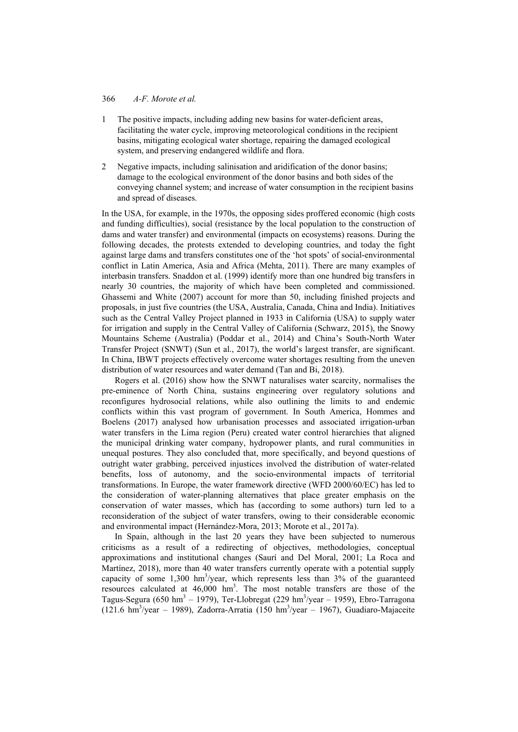1 The positive impacts, including adding new basins for water-deficient areas, facilitating the water cycle, improving meteorological conditions in the recipient basins, mitigating ecological water shortage, repairing the damaged ecological system, and preserving endangered wildlife and flora.

2 Negative impacts, including salinisation and aridification of the donor basins; damage to the ecological environment of the donor basins and both sides of the conveying channel system; and increase of water consumption in the recipient basins and spread of diseases.

In the USA, for example, in the 1970s, the opposing sides proffered economic (high costs and funding difficulties), social (resistance by the local population to the construction of dams and water transfer) and environmental (impacts on ecosystems) reasons. During the following decades, the protests extended to developing countries, and today the fight against large dams and transfers constitutes one of the 'hot spots' of social-environmental conflict in Latin America, Asia and Africa (Mehta, 2011). There are many examples of interbasin transfers. Snaddon et al. (1999) identify more than one hundred big transfers in nearly 30 countries, the majority of which have been completed and commissioned. Ghassemi and White (2007) account for more than 50, including finished projects and proposals, in just five countries (the USA, Australia, Canada, China and India). Initiatives such as the Central Valley Project planned in 1933 in California (USA) to supply water for irrigation and supply in the Central Valley of California (Schwarz, 2015), the Snowy Mountains Scheme (Australia) (Poddar et al., 2014) and China's South-North Water Transfer Project (SNWT) (Sun et al., 2017), the world's largest transfer, are significant. In China, IBWT projects effectively overcome water shortages resulting from the uneven distribution of water resources and water demand (Tan and Bi, 2018).

Rogers et al. (2016) show how the SNWT naturalises water scarcity, normalises the pre-eminence of North China, sustains engineering over regulatory solutions and reconfigures hydrosocial relations, while also outlining the limits to and endemic conflicts within this vast program of government. In South America, Hommes and Boelens (2017) analysed how urbanisation processes and associated irrigation-urban water transfers in the Lima region (Peru) created water control hierarchies that aligned the municipal drinking water company, hydropower plants, and rural communities in unequal postures. They also concluded that, more specifically, and beyond questions of outright water grabbing, perceived injustices involved the distribution of water-related benefits, loss of autonomy, and the socio-environmental impacts of territorial transformations. In Europe, the water framework directive (WFD 2000/60/EC) has led to the consideration of water-planning alternatives that place greater emphasis on the conservation of water masses, which has (according to some authors) turn led to a reconsideration of the subject of water transfers, owing to their considerable economic and environmental impact (Hernández-Mora, 2013; Morote et al., 2017a).

In Spain, although in the last 20 years they have been subjected to numerous criticisms as a result of a redirecting of objectives, methodologies, conceptual approximations and institutional changes (Saurí and Del Moral, 2001; La Roca and Martínez, 2018), more than 40 water transfers currently operate with a potential supply capacity of some 1,300 $hm^3$/year, which represents less than 3% of the guaranteed resources calculated at 46,000 $hm^3$. The most notable transfers are those of the Tagus-Segura (650 $hm^3$ – 1979), Ter-Llobregat (229 $hm^3$/year – 1959), Ebro-Tarragona (121.6 $hm^3$/year – 1989), Zadorra-Arratia (150 $hm^3$/year – 1967), Guadiaro-Majaceite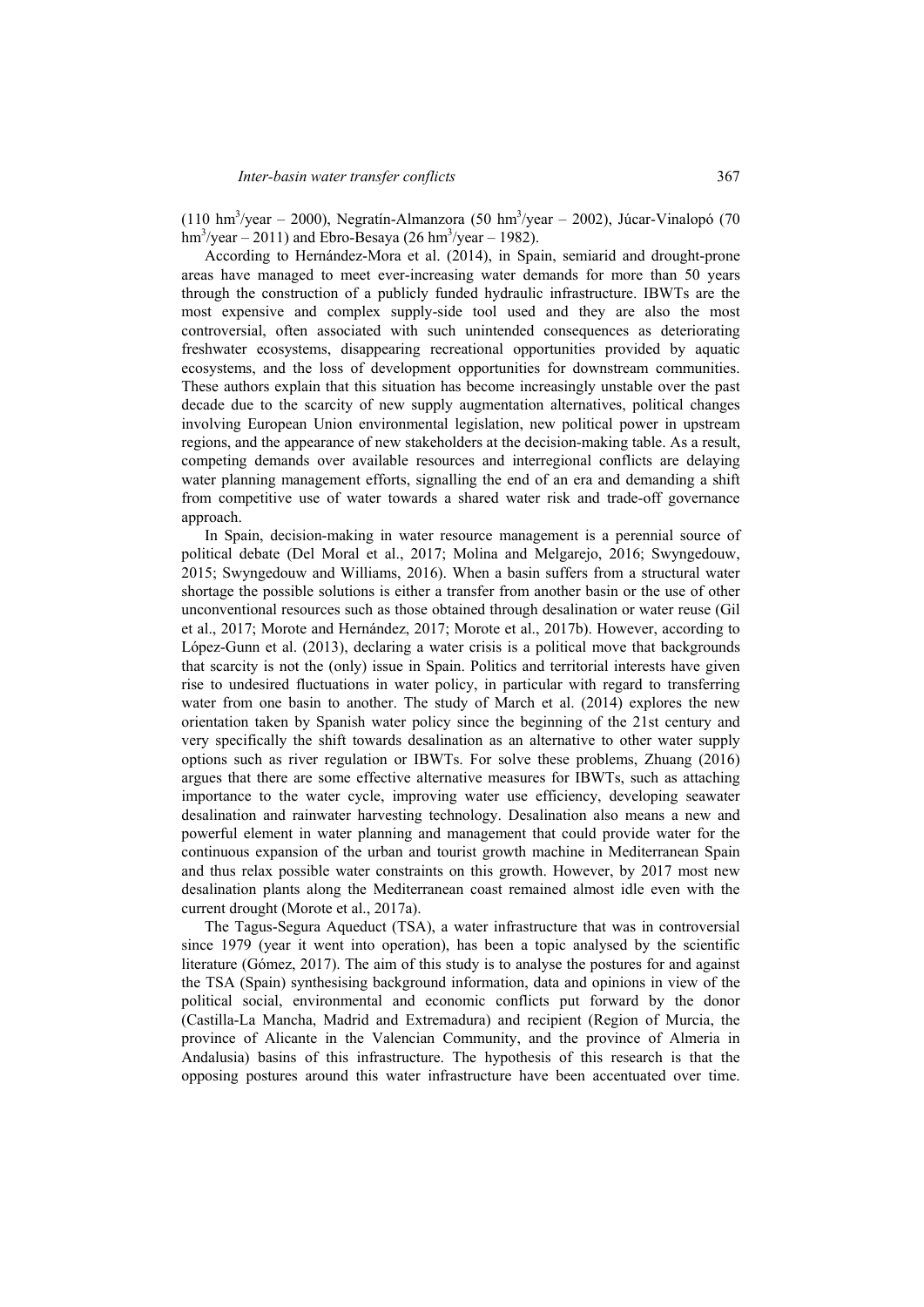(110 $hm^3$/year – 2000), Negratín-Almanzora (50 $hm^3$/year – 2002), Júcar-Vinalopó (70 $hm^3$/year – 2011) and Ebro-Besaya (26 $hm^3$/year – 1982).

According to Hernández-Mora et al. (2014), in Spain, semiarid and drought-prone areas have managed to meet ever-increasing water demands for more than 50 years through the construction of a publicly funded hydraulic infrastructure. IBWTs are the most expensive and complex supply-side tool used and they are also the most controversial, often associated with such unintended consequences as deteriorating freshwater ecosystems, disappearing recreational opportunities provided by aquatic ecosystems, and the loss of development opportunities for downstream communities. These authors explain that this situation has become increasingly unstable over the past decade due to the scarcity of new supply augmentation alternatives, political changes involving European Union environmental legislation, new political power in upstream regions, and the appearance of new stakeholders at the decision-making table. As a result, competing demands over available resources and interregional conflicts are delaying water planning management efforts, signalling the end of an era and demanding a shift from competitive use of water towards a shared water risk and trade-off governance approach.

In Spain, decision-making in water resource management is a perennial source of political debate (Del Moral et al., 2017; Molina and Melgarejo, 2016; Swyngedouw, 2015; Swyngedouw and Williams, 2016). When a basin suffers from a structural water shortage the possible solutions is either a transfer from another basin or the use of other unconventional resources such as those obtained through desalination or water reuse (Gil et al., 2017; Morote and Hernández, 2017; Morote et al., 2017b). However, according to López-Gunn et al. (2013), declaring a water crisis is a political move that backgrounds that scarcity is not the (only) issue in Spain. Politics and territorial interests have given rise to undesired fluctuations in water policy, in particular with regard to transferring water from one basin to another. The study of March et al. (2014) explores the new orientation taken by Spanish water policy since the beginning of the 21st century and very specifically the shift towards desalination as an alternative to other water supply options such as river regulation or IBWTs. For solve these problems, Zhuang (2016) argues that there are some effective alternative measures for IBWTs, such as attaching importance to the water cycle, improving water use efficiency, developing seawater desalination and rainwater harvesting technology. Desalination also means a new and powerful element in water planning and management that could provide water for the continuous expansion of the urban and tourist growth machine in Mediterranean Spain and thus relax possible water constraints on this growth. However, by 2017 most new desalination plants along the Mediterranean coast remained almost idle even with the current drought (Morote et al., 2017a).

The Tagus-Segura Aqueduct (TSA), a water infrastructure that was in controversial since 1979 (year it went into operation), has been a topic analysed by the scientific literature (Gómez, 2017). The aim of this study is to analyse the postures for and against the TSA (Spain) synthesising background information, data and opinions in view of the political social, environmental and economic conflicts put forward by the donor (Castilla-La Mancha, Madrid and Extremadura) and recipient (Region of Murcia, the province of Alicante in the Valencian Community, and the province of Almeria in Andalusia) basins of this infrastructure. The hypothesis of this research is that the opposing postures around this water infrastructure have been accentuated over time.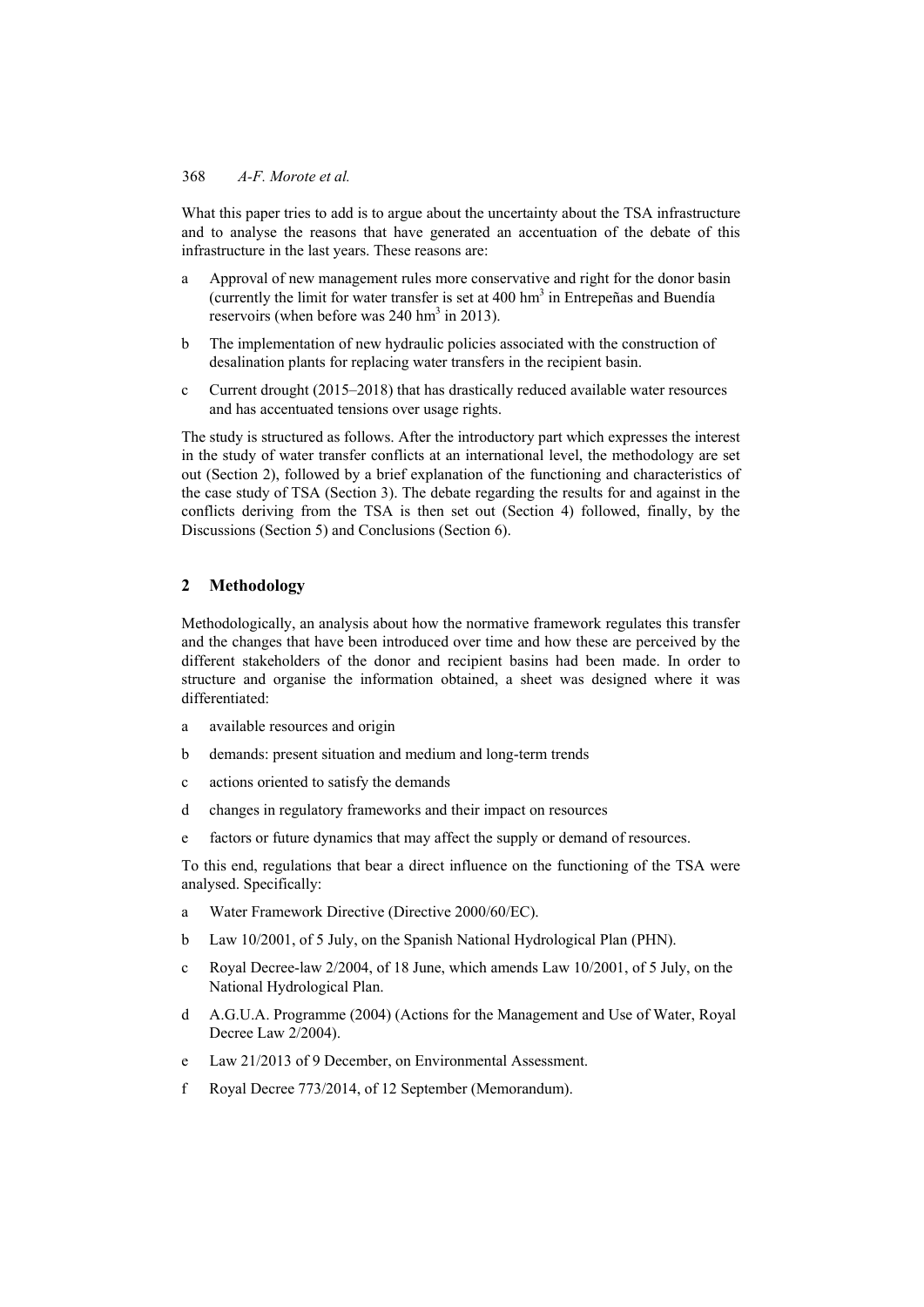What this paper tries to add is to argue about the uncertainty about the TSA infrastructure and to analyse the reasons that have generated an accentuation of the debate of this infrastructure in the last years. These reasons are:

a Approval of new management rules more conservative and right for the donor basin (currently the limit for water transfer is set at 400 $hm^3$ in Entrepeñas and Buendía reservoirs (when before was 240 $hm^3$ in 2013).

b The implementation of new hydraulic policies associated with the construction of desalination plants for replacing water transfers in the recipient basin.

c Current drought (2015–2018) that has drastically reduced available water resources and has accentuated tensions over usage rights.

The study is structured as follows. After the introductory part which expresses the interest in the study of water transfer conflicts at an international level, the methodology are set out (Section 2), followed by a brief explanation of the functioning and characteristics of the case study of TSA (Section 3). The debate regarding the results for and against in the conflicts deriving from the TSA is then set out (Section 4) followed, finally, by the Discussions (Section 5) and Conclusions (Section 6).

## 2 Methodology

Methodologically, an analysis about how the normative framework regulates this transfer and the changes that have been introduced over time and how these are perceived by the different stakeholders of the donor and recipient basins had been made. In order to structure and organise the information obtained, a sheet was designed where it was differentiated:

a available resources and origin

b demands: present situation and medium and long-term trends

c actions oriented to satisfy the demands

d changes in regulatory frameworks and their impact on resources

e factors or future dynamics that may affect the supply or demand of resources.

To this end, regulations that bear a direct influence on the functioning of the TSA were analysed. Specifically:

a Water Framework Directive (Directive 2000/60/EC).

b Law 10/2001, of 5 July, on the Spanish National Hydrological Plan (PHN).

c Royal Decree-law 2/2004, of 18 June, which amends Law 10/2001, of 5 July, on the National Hydrological Plan.

d A.G.U.A. Programme (2004) (Actions for the Management and Use of Water, Royal Decree Law 2/2004).

e Law 21/2013 of 9 December, on Environmental Assessment.

f Royal Decree 773/2014, of 12 September (Memorandum).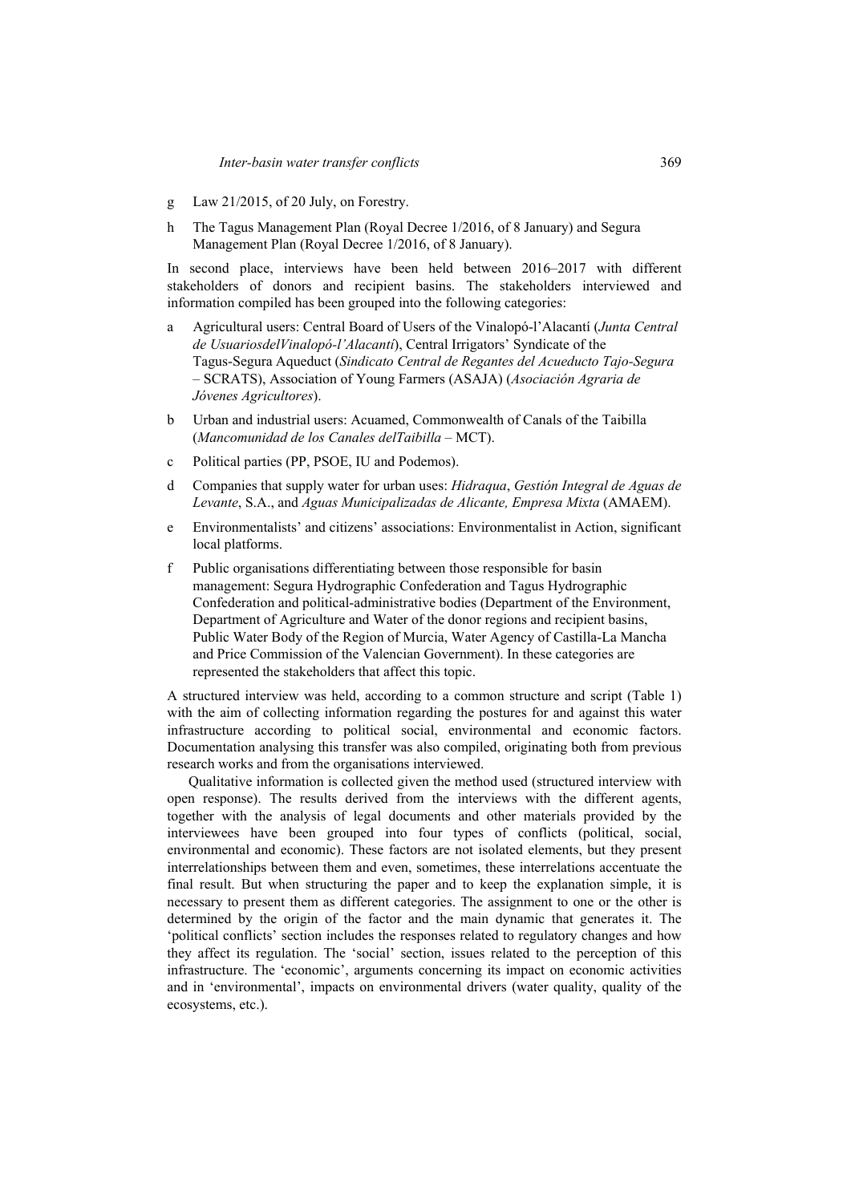g Law 21/2015, of 20 July, on Forestry.

h The Tagus Management Plan (Royal Decree 1/2016, of 8 January) and Segura Management Plan (Royal Decree 1/2016, of 8 January).

In second place, interviews have been held between 2016–2017 with different stakeholders of donors and recipient basins. The stakeholders interviewed and information compiled has been grouped into the following categories:

a Agricultural users: Central Board of Users of the Vinalopó-l'Alacantí (*Junta Central de UsuariosdelVinalopó-l'Alacantí*), Central Irrigators' Syndicate of the Tagus-Segura Aqueduct (*Sindicato Central de Regantes del Acueducto Tajo-Segura* – SCRATS), Association of Young Farmers (ASAJA) (*Asociación Agraria de Jóvenes Agricultores*).

b Urban and industrial users: Acuamed, Commonwealth of Canals of the Taibilla (*Mancomunidad de los Canales delTaibilla* – MCT).

c Political parties (PP, PSOE, IU and Podemos).

d Companies that supply water for urban uses: *Hidraqua*, *Gestión Integral de Aguas de Levante*, S.A., and *Aguas Municipalizadas de Alicante, Empresa Mixta* (AMAEM).

e Environmentalists' and citizens' associations: Environmentalist in Action, significant local platforms.

f Public organisations differentiating between those responsible for basin management: Segura Hydrographic Confederation and Tagus Hydrographic Confederation and political-administrative bodies (Department of the Environment, Department of Agriculture and Water of the donor regions and recipient basins, Public Water Body of the Region of Murcia, Water Agency of Castilla-La Mancha and Price Commission of the Valencian Government). In these categories are represented the stakeholders that affect this topic.

A structured interview was held, according to a common structure and script (Table 1) with the aim of collecting information regarding the postures for and against this water infrastructure according to political social, environmental and economic factors. Documentation analysing this transfer was also compiled, originating both from previous research works and from the organisations interviewed.

Qualitative information is collected given the method used (structured interview with open response). The results derived from the interviews with the different agents, together with the analysis of legal documents and other materials provided by the interviewees have been grouped into four types of conflicts (political, social, environmental and economic). These factors are not isolated elements, but they present interrelationships between them and even, sometimes, these interrelations accentuate the final result. But when structuring the paper and to keep the explanation simple, it is necessary to present them as different categories. The assignment to one or the other is determined by the origin of the factor and the main dynamic that generates it. The 'political conflicts' section includes the responses related to regulatory changes and how they affect its regulation. The 'social' section, issues related to the perception of this infrastructure. The 'economic', arguments concerning its impact on economic activities and in 'environmental', impacts on environmental drivers (water quality, quality of the ecosystems, etc.).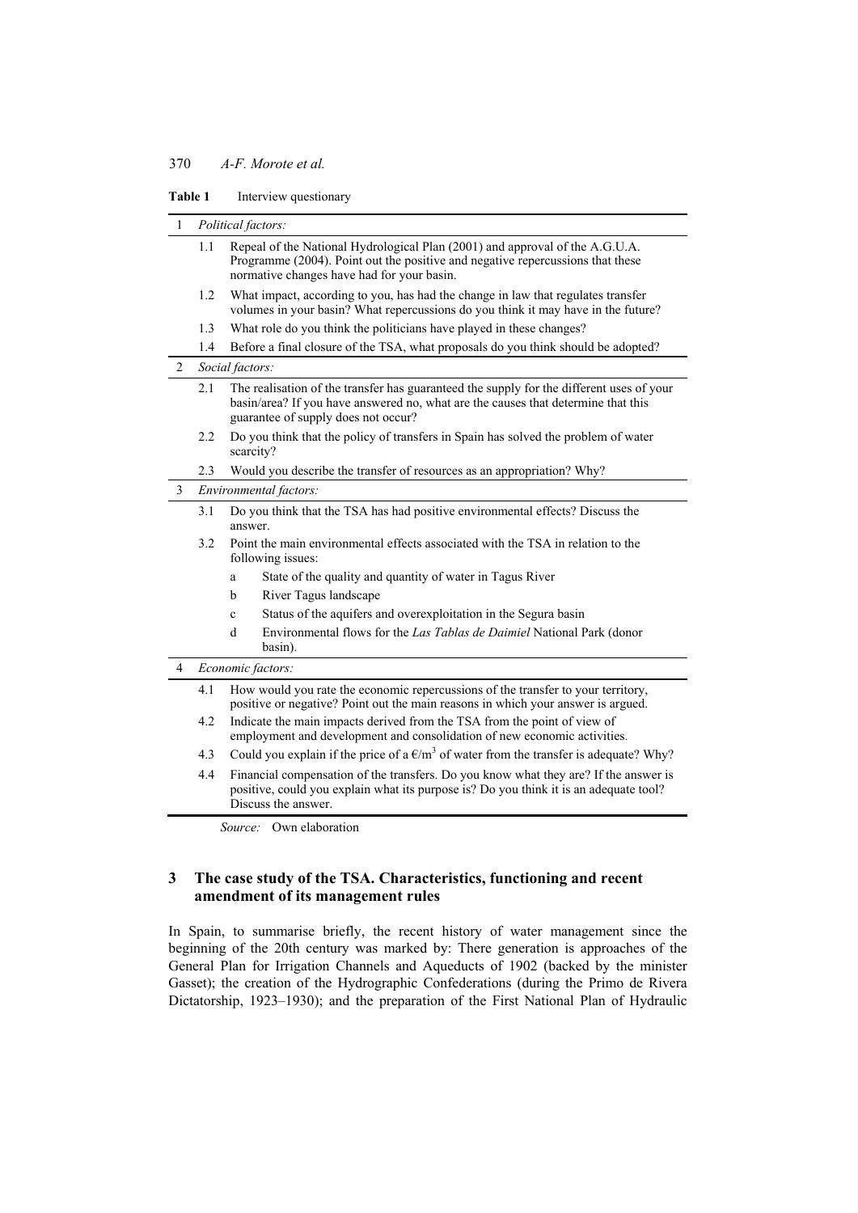**Table 1** Interview questionary

| | | |
|---|---|---|
| 1 | *Political factors:* | |
| | 1.1 | Repeal of the National Hydrological Plan (2001) and approval of the A.G.U.A. Programme (2004). Point out the positive and negative repercussions that these normative changes have had for your basin. |
| | 1.2 | What impact, according to you, has had the change in law that regulates transfer volumes in your basin? What repercussions do you think it may have in the future? |
| | 1.3 | What role do you think the politicians have played in these changes? |
| | 1.4 | Before a final closure of the TSA, what proposals do you think should be adopted? |
| 2 | *Social factors:* | |
| | 2.1 | The realisation of the transfer has guaranteed the supply for the different uses of your basin/area? If you have answered no, what are the causes that determine that this guarantee of supply does not occur? |
| | 2.2 | Do you think that the policy of transfers in Spain has solved the problem of water scarcity? |
| | 2.3 | Would you describe the transfer of resources as an appropriation? Why? |
| 3 | *Environmental factors:* | |
| | 3.1 | Do you think that the TSA has had positive environmental effects? Discuss the answer. |
| | 3.2 | Point the main environmental effects associated with the TSA in relation to the following issues: |
| | | a State of the quality and quantity of water in Tagus River |
| | | b River Tagus landscape |
| | | c Status of the aquifers and overexploitation in the Segura basin |
| | | d Environmental flows for the *Las Tablas de Daimiel* National Park (donor basin). |
| 4 | *Economic factors:* | |
| | 4.1 | How would you rate the economic repercussions of the transfer to your territory, positive or negative? Point out the main reasons in which your answer is argued. |
| | 4.2 | Indicate the main impacts derived from the TSA from the point of view of employment and development and consolidation of new economic activities. |
| | 4.3 | Could you explain if the price of a €/m$^3$ of water from the transfer is adequate? Why? |
| | 4.4 | Financial compensation of the transfers. Do you know what they are? If the answer is positive, could you explain what its purpose is? Do you think it is an adequate tool? Discuss the answer. |

*Source:* Own elaboration

## 3 The case study of the TSA. Characteristics, functioning and recent amendment of its management rules

In Spain, to summarise briefly, the recent history of water management since the beginning of the 20th century was marked by: There generation is approaches of the General Plan for Irrigation Channels and Aqueducts of 1902 (backed by the minister Gasset); the creation of the Hydrographic Confederations (during the Primo de Rivera Dictatorship, 1923–1930); and the preparation of the First National Plan of Hydraulic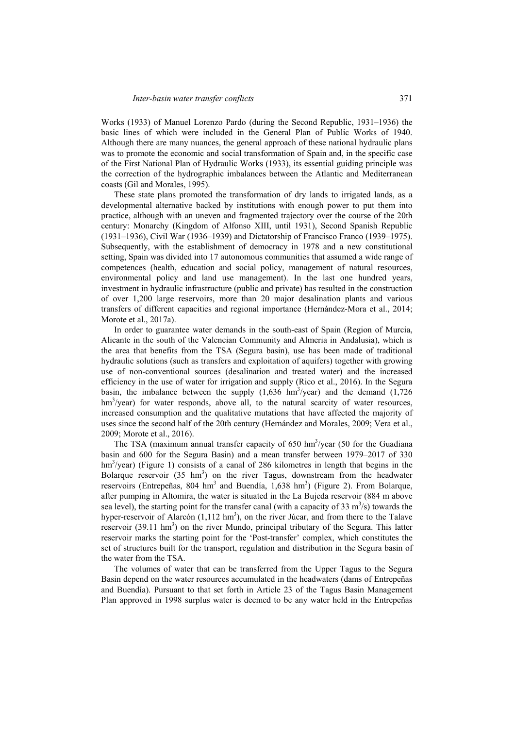Works (1933) of Manuel Lorenzo Pardo (during the Second Republic, 1931–1936) the basic lines of which were included in the General Plan of Public Works of 1940. Although there are many nuances, the general approach of these national hydraulic plans was to promote the economic and social transformation of Spain and, in the specific case of the First National Plan of Hydraulic Works (1933), its essential guiding principle was the correction of the hydrographic imbalances between the Atlantic and Mediterranean coasts (Gil and Morales, 1995).

These state plans promoted the transformation of dry lands to irrigated lands, as a developmental alternative backed by institutions with enough power to put them into practice, although with an uneven and fragmented trajectory over the course of the 20th century: Monarchy (Kingdom of Alfonso XIII, until 1931), Second Spanish Republic (1931–1936), Civil War (1936–1939) and Dictatorship of Francisco Franco (1939–1975). Subsequently, with the establishment of democracy in 1978 and a new constitutional setting, Spain was divided into 17 autonomous communities that assumed a wide range of competences (health, education and social policy, management of natural resources, environmental policy and land use management). In the last one hundred years, investment in hydraulic infrastructure (public and private) has resulted in the construction of over 1,200 large reservoirs, more than 20 major desalination plants and various transfers of different capacities and regional importance (Hernández-Mora et al., 2014; Morote et al., 2017a).

In order to guarantee water demands in the south-east of Spain (Region of Murcia, Alicante in the south of the Valencian Community and Almeria in Andalusia), which is the area that benefits from the TSA (Segura basin), use has been made of traditional hydraulic solutions (such as transfers and exploitation of aquifers) together with growing use of non-conventional sources (desalination and treated water) and the increased efficiency in the use of water for irrigation and supply (Rico et al., 2016). In the Segura basin, the imbalance between the supply (1,636 $hm^3$/year) and the demand (1,726 $hm^3$/year) for water responds, above all, to the natural scarcity of water resources, increased consumption and the qualitative mutations that have affected the majority of uses since the second half of the 20th century (Hernández and Morales, 2009; Vera et al., 2009; Morote et al., 2016).

The TSA (maximum annual transfer capacity of 650 $hm^3$/year (50 for the Guadiana basin and 600 for the Segura Basin) and a mean transfer between 1979–2017 of 330 $hm^3$/year) (Figure 1) consists of a canal of 286 kilometres in length that begins in the Bolarque reservoir (35 $hm^3$) on the river Tagus, downstream from the headwater reservoirs (Entrepeñas, 804 $hm^3$ and Buendía, 1,638 $hm^3$) (Figure 2). From Bolarque, after pumping in Altomira, the water is situated in the La Bujeda reservoir (884 m above sea level), the starting point for the transfer canal (with a capacity of 33 $m^3$/s) towards the hyper-reservoir of Alarcón (1,112 $hm^3$), on the river Júcar, and from there to the Talave reservoir (39.11 $hm^3$) on the river Mundo, principal tributary of the Segura. This latter reservoir marks the starting point for the 'Post-transfer' complex, which constitutes the set of structures built for the transport, regulation and distribution in the Segura basin of the water from the TSA.

The volumes of water that can be transferred from the Upper Tagus to the Segura Basin depend on the water resources accumulated in the headwaters (dams of Entrepeñas and Buendía). Pursuant to that set forth in Article 23 of the Tagus Basin Management Plan approved in 1998 surplus water is deemed to be any water held in the Entrepeñas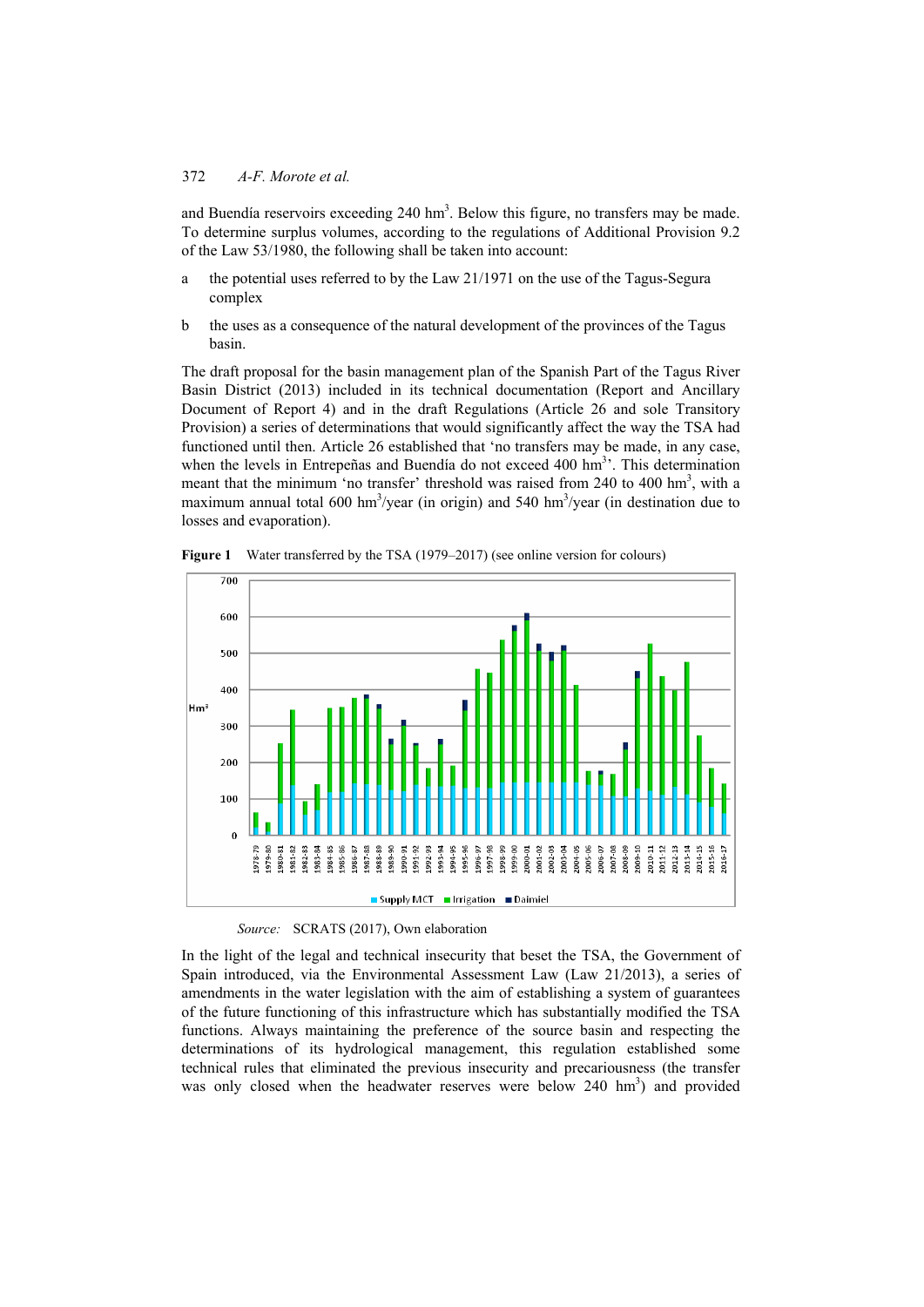and Buendía reservoirs exceeding 240 hm$^3$. Below this figure, no transfers may be made. To determine surplus volumes, according to the regulations of Additional Provision 9.2 of the Law 53/1980, the following shall be taken into account:

a the potential uses referred to by the Law 21/1971 on the use of the Tagus-Segura complex

b the uses as a consequence of the natural development of the provinces of the Tagus basin.

The draft proposal for the basin management plan of the Spanish Part of the Tagus River Basin District (2013) included in its technical documentation (Report and Ancillary Document of Report 4) and in the draft Regulations (Article 26 and sole Transitory Provision) a series of determinations that would significantly affect the way the TSA had functioned until then. Article 26 established that 'no transfers may be made, in any case, when the levels in Entrepeñas and Buendía do not exceed 400 hm$^3$'. This determination meant that the minimum 'no transfer' threshold was raised from 240 to 400 hm$^3$, with a maximum annual total 600 hm$^3$/year (in origin) and 540 hm$^3$/year (in destination due to losses and evaporation).

**Figure 1** Water transferred by the TSA (1979–2017) (see online version for colours)

*Source:* SCRATS (2017), Own elaboration

In the light of the legal and technical insecurity that beset the TSA, the Government of Spain introduced, via the Environmental Assessment Law (Law 21/2013), a series of amendments in the water legislation with the aim of establishing a system of guarantees of the future functioning of this infrastructure which has substantially modified the TSA functions. Always maintaining the preference of the source basin and respecting the determinations of its hydrological management, this regulation established some technical rules that eliminated the previous insecurity and precariousness (the transfer was only closed when the headwater reserves were below 240 hm$^3$) and provided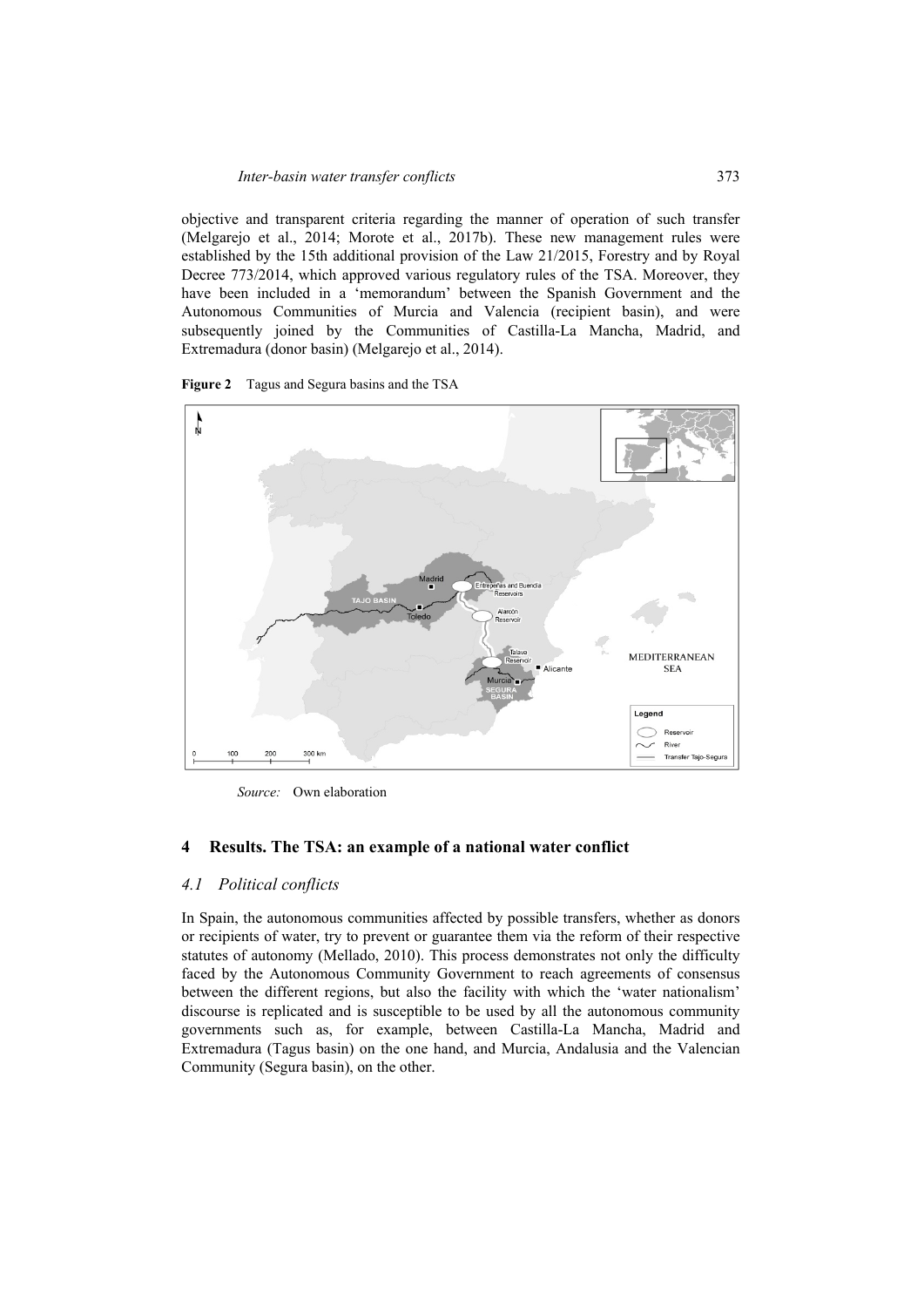objective and transparent criteria regarding the manner of operation of such transfer (Melgarejo et al., 2014; Morote et al., 2017b). These new management rules were established by the 15th additional provision of the Law 21/2015, Forestry and by Royal Decree 773/2014, which approved various regulatory rules of the TSA. Moreover, they have been included in a 'memorandum' between the Spanish Government and the Autonomous Communities of Murcia and Valencia (recipient basin), and were subsequently joined by the Communities of Castilla-La Mancha, Madrid, and Extremadura (donor basin) (Melgarejo et al., 2014).

**Figure 2** Tagus and Segura basins and the TSA

*Source:* Own elaboration

## 4 Results. The TSA: an example of a national water conflict

### 4.1 *Political conflicts*

In Spain, the autonomous communities affected by possible transfers, whether as donors or recipients of water, try to prevent or guarantee them via the reform of their respective statutes of autonomy (Mellado, 2010). This process demonstrates not only the difficulty faced by the Autonomous Community Government to reach agreements of consensus between the different regions, but also the facility with which the 'water nationalism' discourse is replicated and is susceptible to be used by all the autonomous community governments such as, for example, between Castilla-La Mancha, Madrid and Extremadura (Tagus basin) on the one hand, and Murcia, Andalusia and the Valencian Community (Segura basin), on the other.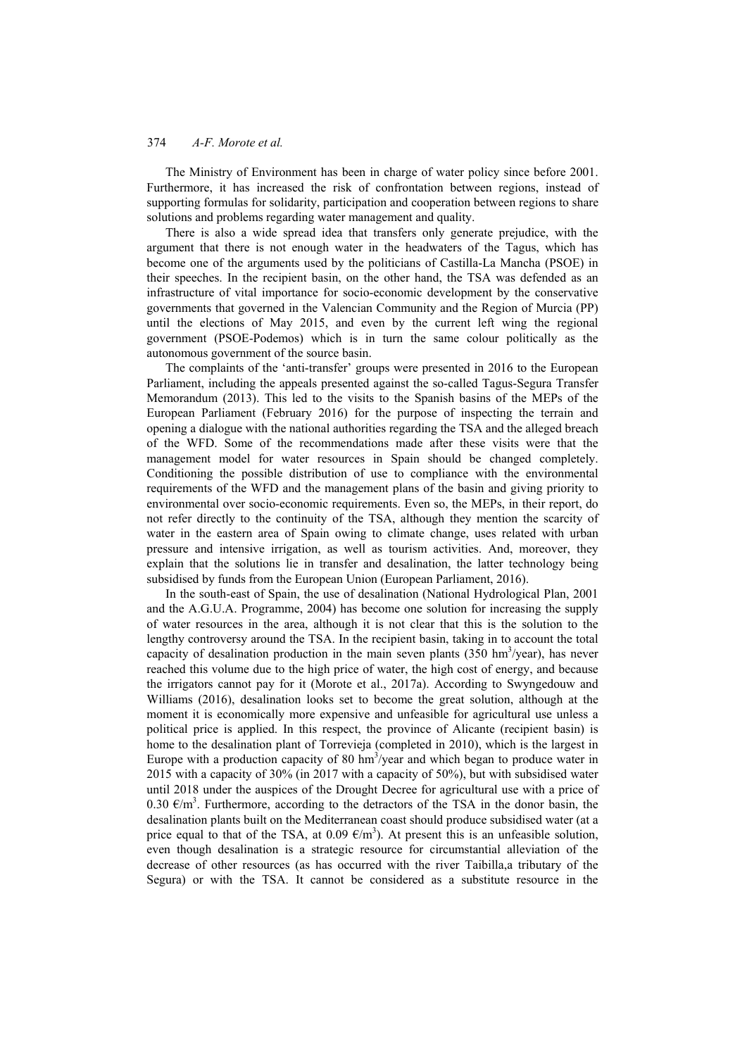The Ministry of Environment has been in charge of water policy since before 2001. Furthermore, it has increased the risk of confrontation between regions, instead of supporting formulas for solidarity, participation and cooperation between regions to share solutions and problems regarding water management and quality.

There is also a wide spread idea that transfers only generate prejudice, with the argument that there is not enough water in the headwaters of the Tagus, which has become one of the arguments used by the politicians of Castilla-La Mancha (PSOE) in their speeches. In the recipient basin, on the other hand, the TSA was defended as an infrastructure of vital importance for socio-economic development by the conservative governments that governed in the Valencian Community and the Region of Murcia (PP) until the elections of May 2015, and even by the current left wing the regional government (PSOE-Podemos) which is in turn the same colour politically as the autonomous government of the source basin.

The complaints of the 'anti-transfer' groups were presented in 2016 to the European Parliament, including the appeals presented against the so-called Tagus-Segura Transfer Memorandum (2013). This led to the visits to the Spanish basins of the MEPs of the European Parliament (February 2016) for the purpose of inspecting the terrain and opening a dialogue with the national authorities regarding the TSA and the alleged breach of the WFD. Some of the recommendations made after these visits were that the management model for water resources in Spain should be changed completely. Conditioning the possible distribution of use to compliance with the environmental requirements of the WFD and the management plans of the basin and giving priority to environmental over socio-economic requirements. Even so, the MEPs, in their report, do not refer directly to the continuity of the TSA, although they mention the scarcity of water in the eastern area of Spain owing to climate change, uses related with urban pressure and intensive irrigation, as well as tourism activities. And, moreover, they explain that the solutions lie in transfer and desalination, the latter technology being subsidised by funds from the European Union (European Parliament, 2016).

In the south-east of Spain, the use of desalination (National Hydrological Plan, 2001 and the A.G.U.A. Programme, 2004) has become one solution for increasing the supply of water resources in the area, although it is not clear that this is the solution to the lengthy controversy around the TSA. In the recipient basin, taking in to account the total capacity of desalination production in the main seven plants (350 $hm^3$/year), has never reached this volume due to the high price of water, the high cost of energy, and because the irrigators cannot pay for it (Morote et al., 2017a). According to Swyngedouw and Williams (2016), desalination looks set to become the great solution, although at the moment it is economically more expensive and unfeasible for agricultural use unless a political price is applied. In this respect, the province of Alicante (recipient basin) is home to the desalination plant of Torrevieja (completed in 2010), which is the largest in Europe with a production capacity of 80 $hm^3$/year and which began to produce water in 2015 with a capacity of 30% (in 2017 with a capacity of 50%), but with subsidised water until 2018 under the auspices of the Drought Decree for agricultural use with a price of 0.30 €/$m^3$. Furthermore, according to the detractors of the TSA in the donor basin, the desalination plants built on the Mediterranean coast should produce subsidised water (at a price equal to that of the TSA, at 0.09 €/$m^3$). At present this is an unfeasible solution, even though desalination is a strategic resource for circumstantial alleviation of the decrease of other resources (as has occurred with the river Taibilla,a tributary of the Segura) or with the TSA. It cannot be considered as a substitute resource in the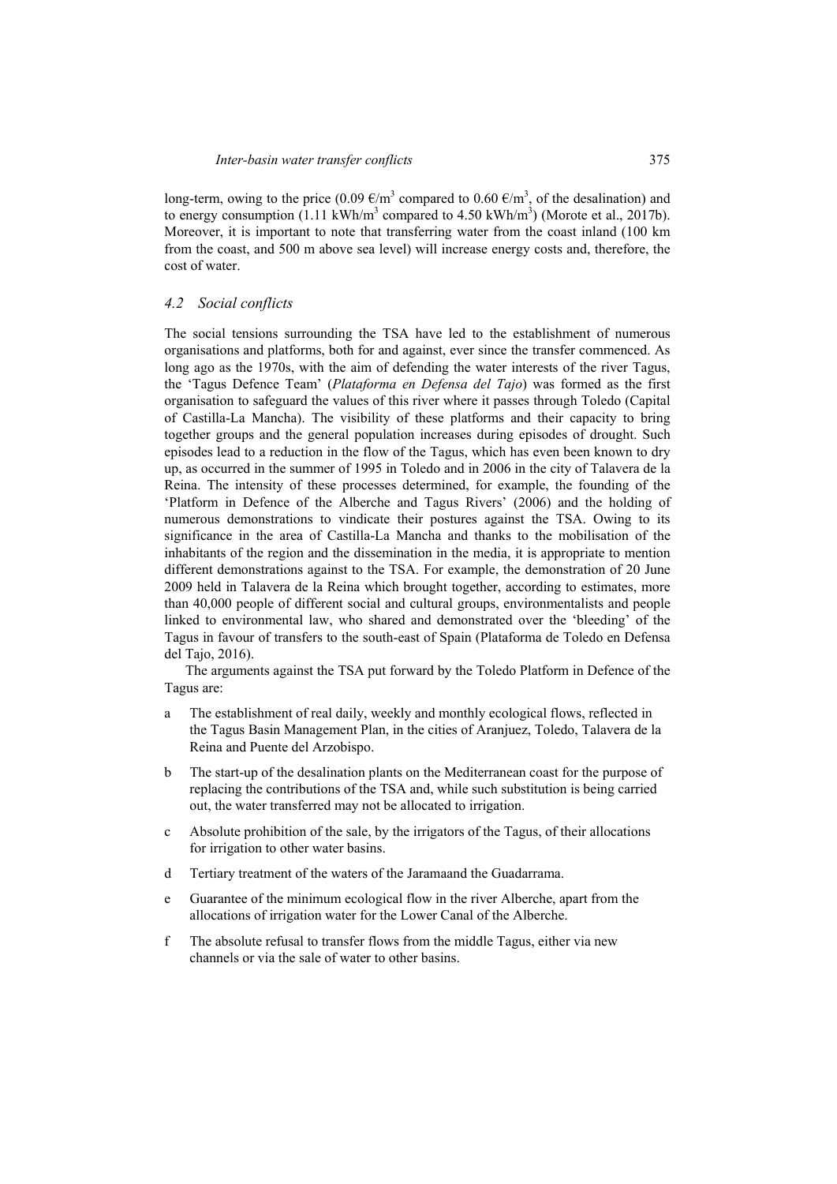long-term, owing to the price (0.09 €/$m^3$ compared to 0.60 €/$m^3$, of the desalination) and to energy consumption (1.11 kWh/$m^3$ compared to 4.50 kWh/$m^3$) (Morote et al., 2017b). Moreover, it is important to note that transferring water from the coast inland (100 km from the coast, and 500 m above sea level) will increase energy costs and, therefore, the cost of water.

### *4.2 Social conflicts*

The social tensions surrounding the TSA have led to the establishment of numerous organisations and platforms, both for and against, ever since the transfer commenced. As long ago as the 1970s, with the aim of defending the water interests of the river Tagus, the 'Tagus Defence Team' (*Plataforma en Defensa del Tajo*) was formed as the first organisation to safeguard the values of this river where it passes through Toledo (Capital of Castilla-La Mancha). The visibility of these platforms and their capacity to bring together groups and the general population increases during episodes of drought. Such episodes lead to a reduction in the flow of the Tagus, which has even been known to dry up, as occurred in the summer of 1995 in Toledo and in 2006 in the city of Talavera de la Reina. The intensity of these processes determined, for example, the founding of the 'Platform in Defence of the Alberche and Tagus Rivers' (2006) and the holding of numerous demonstrations to vindicate their postures against the TSA. Owing to its significance in the area of Castilla-La Mancha and thanks to the mobilisation of the inhabitants of the region and the dissemination in the media, it is appropriate to mention different demonstrations against to the TSA. For example, the demonstration of 20 June 2009 held in Talavera de la Reina which brought together, according to estimates, more than 40,000 people of different social and cultural groups, environmentalists and people linked to environmental law, who shared and demonstrated over the 'bleeding' of the Tagus in favour of transfers to the south-east of Spain (Plataforma de Toledo en Defensa del Tajo, 2016).

The arguments against the TSA put forward by the Toledo Platform in Defence of the Tagus are:

a The establishment of real daily, weekly and monthly ecological flows, reflected in the Tagus Basin Management Plan, in the cities of Aranjuez, Toledo, Talavera de la Reina and Puente del Arzobispo.

b The start-up of the desalination plants on the Mediterranean coast for the purpose of replacing the contributions of the TSA and, while such substitution is being carried out, the water transferred may not be allocated to irrigation.

c Absolute prohibition of the sale, by the irrigators of the Tagus, of their allocations for irrigation to other water basins.

d Tertiary treatment of the waters of the Jaramaand the Guadarrama.

e Guarantee of the minimum ecological flow in the river Alberche, apart from the allocations of irrigation water for the Lower Canal of the Alberche.

f The absolute refusal to transfer flows from the middle Tagus, either via new channels or via the sale of water to other basins.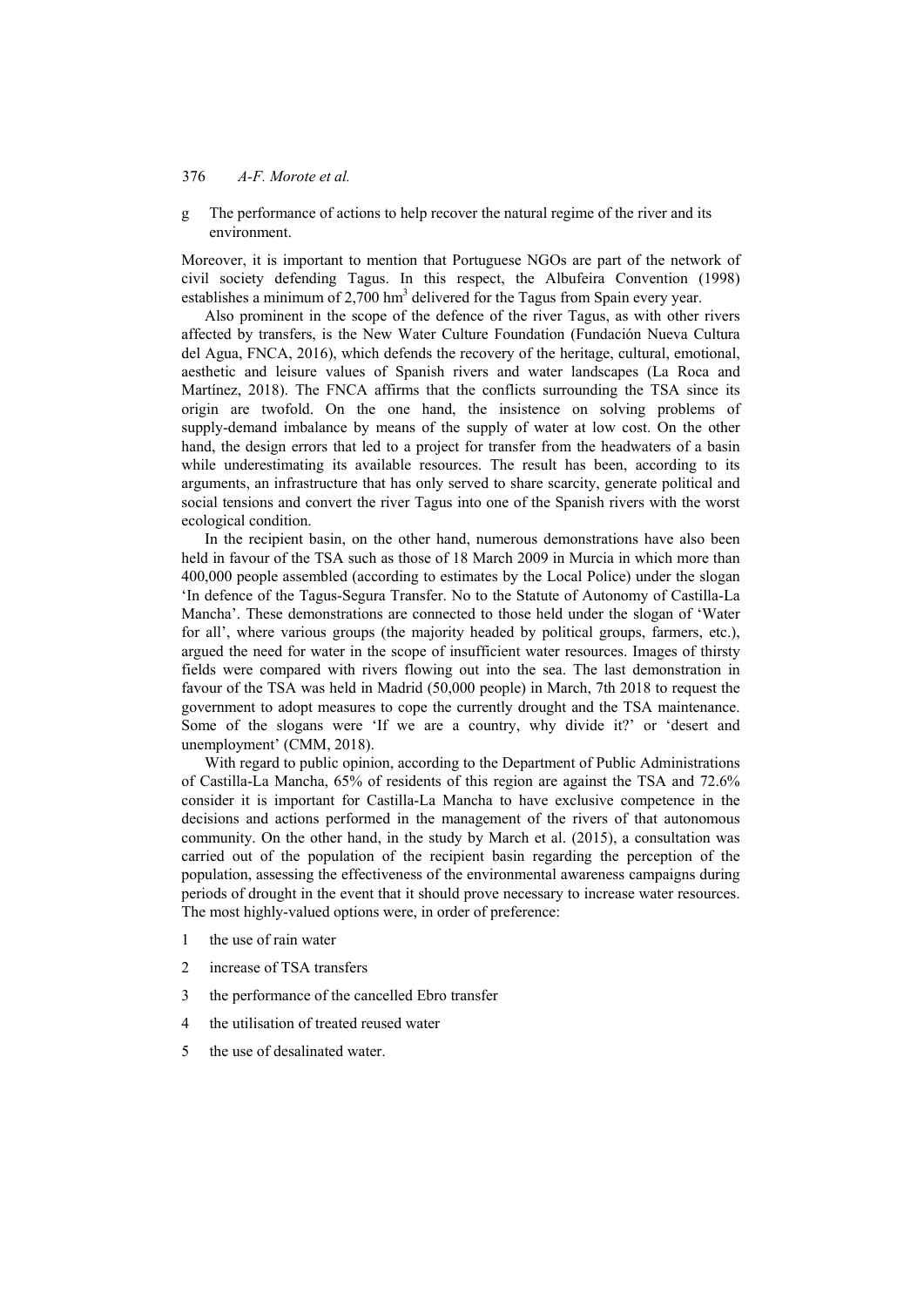g The performance of actions to help recover the natural regime of the river and its environment.

Moreover, it is important to mention that Portuguese NGOs are part of the network of civil society defending Tagus. In this respect, the Albufeira Convention (1998) establishes a minimum of 2,700 $hm^3$ delivered for the Tagus from Spain every year.

Also prominent in the scope of the defence of the river Tagus, as with other rivers affected by transfers, is the New Water Culture Foundation (Fundación Nueva Cultura del Agua, FNCA, 2016), which defends the recovery of the heritage, cultural, emotional, aesthetic and leisure values of Spanish rivers and water landscapes (La Roca and Martínez, 2018). The FNCA affirms that the conflicts surrounding the TSA since its origin are twofold. On the one hand, the insistence on solving problems of supply-demand imbalance by means of the supply of water at low cost. On the other hand, the design errors that led to a project for transfer from the headwaters of a basin while underestimating its available resources. The result has been, according to its arguments, an infrastructure that has only served to share scarcity, generate political and social tensions and convert the river Tagus into one of the Spanish rivers with the worst ecological condition.

In the recipient basin, on the other hand, numerous demonstrations have also been held in favour of the TSA such as those of 18 March 2009 in Murcia in which more than 400,000 people assembled (according to estimates by the Local Police) under the slogan 'In defence of the Tagus-Segura Transfer. No to the Statute of Autonomy of Castilla-La Mancha'. These demonstrations are connected to those held under the slogan of 'Water for all', where various groups (the majority headed by political groups, farmers, etc.), argued the need for water in the scope of insufficient water resources. Images of thirsty fields were compared with rivers flowing out into the sea. The last demonstration in favour of the TSA was held in Madrid (50,000 people) in March, 7th 2018 to request the government to adopt measures to cope the currently drought and the TSA maintenance. Some of the slogans were 'If we are a country, why divide it?' or 'desert and unemployment' (CMM, 2018).

With regard to public opinion, according to the Department of Public Administrations of Castilla-La Mancha, 65% of residents of this region are against the TSA and 72.6% consider it is important for Castilla-La Mancha to have exclusive competence in the decisions and actions performed in the management of the rivers of that autonomous community. On the other hand, in the study by March et al. (2015), a consultation was carried out of the population of the recipient basin regarding the perception of the population, assessing the effectiveness of the environmental awareness campaigns during periods of drought in the event that it should prove necessary to increase water resources. The most highly-valued options were, in order of preference:

1. the use of rain water
2. increase of TSA transfers
3. the performance of the cancelled Ebro transfer
4. the utilisation of treated reused water
5. the use of desalinated water.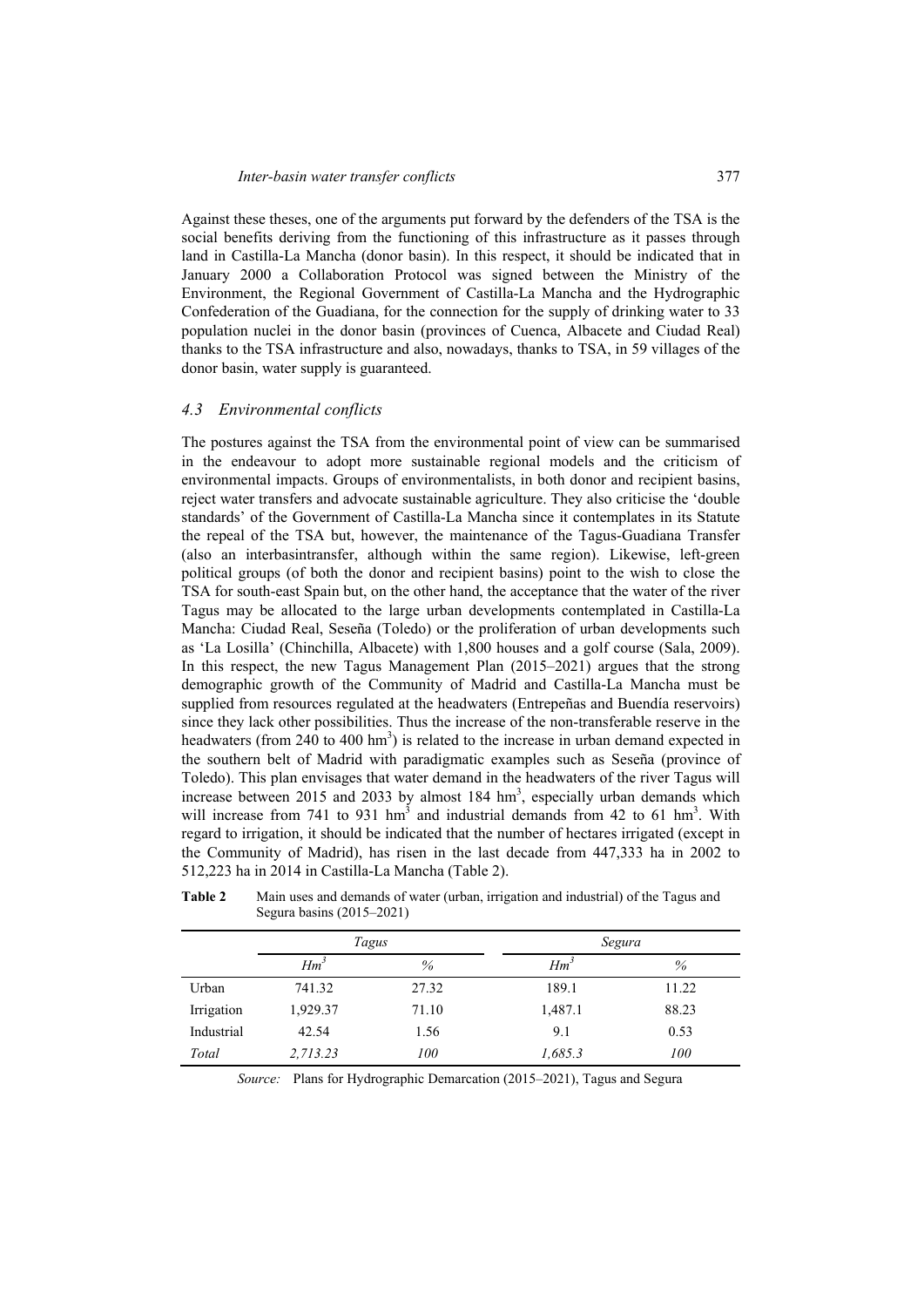Against these theses, one of the arguments put forward by the defenders of the TSA is the social benefits deriving from the functioning of this infrastructure as it passes through land in Castilla-La Mancha (donor basin). In this respect, it should be indicated that in January 2000 a Collaboration Protocol was signed between the Ministry of the Environment, the Regional Government of Castilla-La Mancha and the Hydrographic Confederation of the Guadiana, for the connection for the supply of drinking water to 33 population nuclei in the donor basin (provinces of Cuenca, Albacete and Ciudad Real) thanks to the TSA infrastructure and also, nowadays, thanks to TSA, in 59 villages of the donor basin, water supply is guaranteed.

### *4.3 Environmental conflicts*

The postures against the TSA from the environmental point of view can be summarised in the endeavour to adopt more sustainable regional models and the criticism of environmental impacts. Groups of environmentalists, in both donor and recipient basins, reject water transfers and advocate sustainable agriculture. They also criticise the 'double standards' of the Government of Castilla-La Mancha since it contemplates in its Statute the repeal of the TSA but, however, the maintenance of the Tagus-Guadiana Transfer (also an interbasintransfer, although within the same region). Likewise, left-green political groups (of both the donor and recipient basins) point to the wish to close the TSA for south-east Spain but, on the other hand, the acceptance that the water of the river Tagus may be allocated to the large urban developments contemplated in Castilla-La Mancha: Ciudad Real, Seseña (Toledo) or the proliferation of urban developments such as 'La Losilla' (Chinchilla, Albacete) with 1,800 houses and a golf course (Sala, 2009). In this respect, the new Tagus Management Plan (2015–2021) argues that the strong demographic growth of the Community of Madrid and Castilla-La Mancha must be supplied from resources regulated at the headwaters (Entrepeñas and Buendía reservoirs) since they lack other possibilities. Thus the increase of the non-transferable reserve in the headwaters (from 240 to 400 $hm^3$) is related to the increase in urban demand expected in the southern belt of Madrid with paradigmatic examples such as Seseña (province of Toledo). This plan envisages that water demand in the headwaters of the river Tagus will increase between 2015 and 2033 by almost 184 $hm^3$, especially urban demands which will increase from 741 to 931 $hm^3$ and industrial demands from 42 to 61 $hm^3$. With regard to irrigation, it should be indicated that the number of hectares irrigated (except in the Community of Madrid), has risen in the last decade from 447,333 ha in 2002 to 512,223 ha in 2014 in Castilla-La Mancha (Table 2).

**Table 2** Main uses and demands of water (urban, irrigation and industrial) of the Tagus and Segura basins (2015–2021)

| | *Tagus* | | *Segura* | |
|---|---|---|---|---|
| | *$Hm^3$* | *%* | *$Hm^3$* | *%* |
| Urban | 741.32 | 27.32 | 189.1 | 11.22 |
| Irrigation | 1,929.37 | 71.10 | 1,487.1 | 88.23 |
| Industrial | 42.54 | 1.56 | 9.1 | 0.53 |
| *Total* | *2,713.23* | *100* | *1,685.3* | *100* |

*Source:* Plans for Hydrographic Demarcation (2015–2021), Tagus and Segura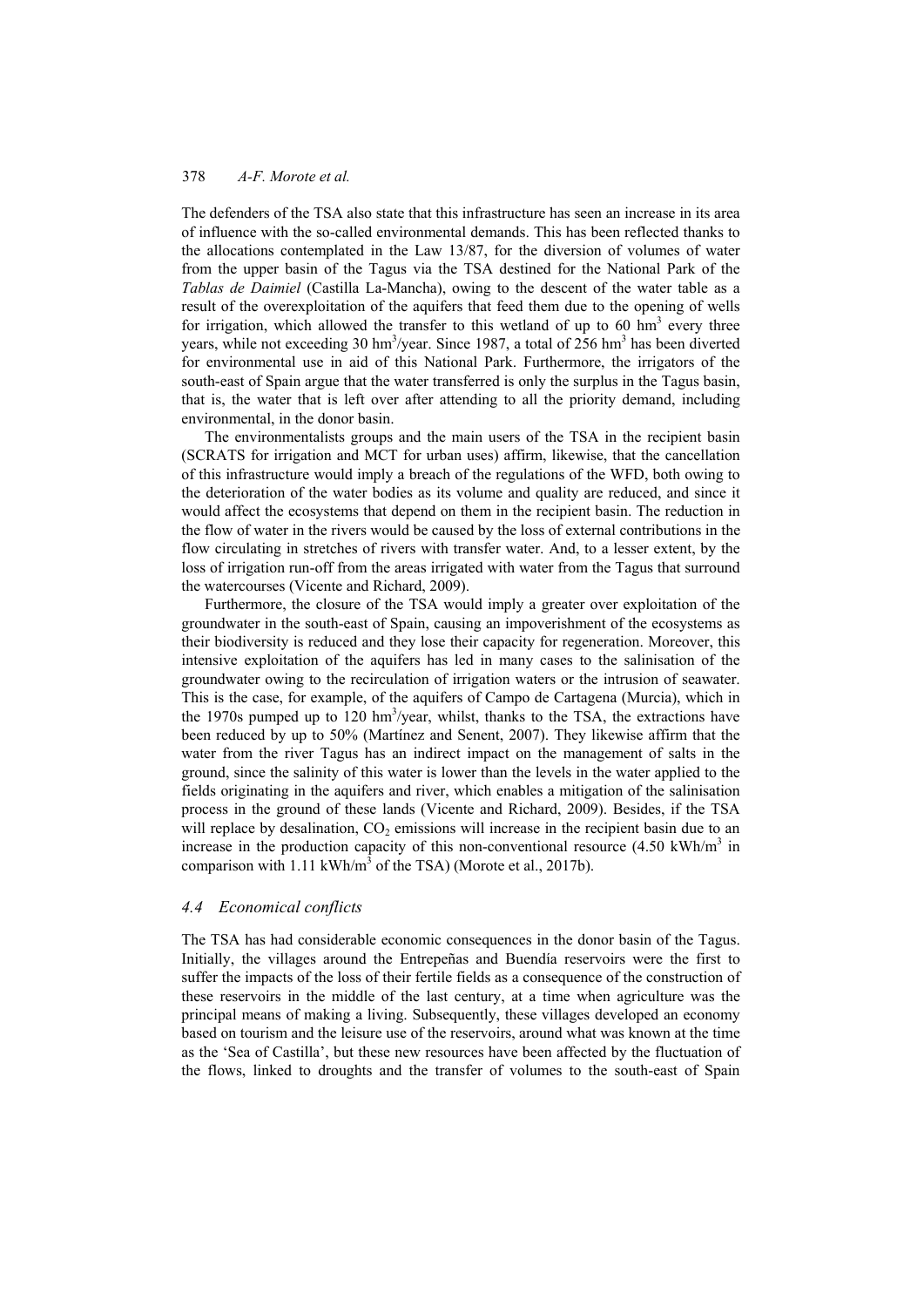The defenders of the TSA also state that this infrastructure has seen an increase in its area of influence with the so-called environmental demands. This has been reflected thanks to the allocations contemplated in the Law 13/87, for the diversion of volumes of water from the upper basin of the Tagus via the TSA destined for the National Park of the *Tablas de Daimiel* (Castilla La-Mancha), owing to the descent of the water table as a result of the overexploitation of the aquifers that feed them due to the opening of wells for irrigation, which allowed the transfer to this wetland of up to 60 $hm^3$ every three years, while not exceeding 30 $hm^3$/year. Since 1987, a total of 256 $hm^3$ has been diverted for environmental use in aid of this National Park. Furthermore, the irrigators of the south-east of Spain argue that the water transferred is only the surplus in the Tagus basin, that is, the water that is left over after attending to all the priority demand, including environmental, in the donor basin.

The environmentalists groups and the main users of the TSA in the recipient basin (SCRATS for irrigation and MCT for urban uses) affirm, likewise, that the cancellation of this infrastructure would imply a breach of the regulations of the WFD, both owing to the deterioration of the water bodies as its volume and quality are reduced, and since it would affect the ecosystems that depend on them in the recipient basin. The reduction in the flow of water in the rivers would be caused by the loss of external contributions in the flow circulating in stretches of rivers with transfer water. And, to a lesser extent, by the loss of irrigation run-off from the areas irrigated with water from the Tagus that surround the watercourses (Vicente and Richard, 2009).

Furthermore, the closure of the TSA would imply a greater over exploitation of the groundwater in the south-east of Spain, causing an impoverishment of the ecosystems as their biodiversity is reduced and they lose their capacity for regeneration. Moreover, this intensive exploitation of the aquifers has led in many cases to the salinisation of the groundwater owing to the recirculation of irrigation waters or the intrusion of seawater. This is the case, for example, of the aquifers of Campo de Cartagena (Murcia), which in the 1970s pumped up to 120 $hm^3$/year, whilst, thanks to the TSA, the extractions have been reduced by up to 50% (Martínez and Senent, 2007). They likewise affirm that the water from the river Tagus has an indirect impact on the management of salts in the ground, since the salinity of this water is lower than the levels in the water applied to the fields originating in the aquifers and river, which enables a mitigation of the salinisation process in the ground of these lands (Vicente and Richard, 2009). Besides, if the TSA will replace by desalination, $CO_2$ emissions will increase in the recipient basin due to an increase in the production capacity of this non-conventional resource (4.50 $kWh/m^3$ in comparison with 1.11 $kWh/m^3$ of the TSA) (Morote et al., 2017b).

### *4.4 Economical conflicts*

The TSA has had considerable economic consequences in the donor basin of the Tagus. Initially, the villages around the Entrepeñas and Buendía reservoirs were the first to suffer the impacts of the loss of their fertile fields as a consequence of the construction of these reservoirs in the middle of the last century, at a time when agriculture was the principal means of making a living. Subsequently, these villages developed an economy based on tourism and the leisure use of the reservoirs, around what was known at the time as the 'Sea of Castilla', but these new resources have been affected by the fluctuation of the flows, linked to droughts and the transfer of volumes to the south-east of Spain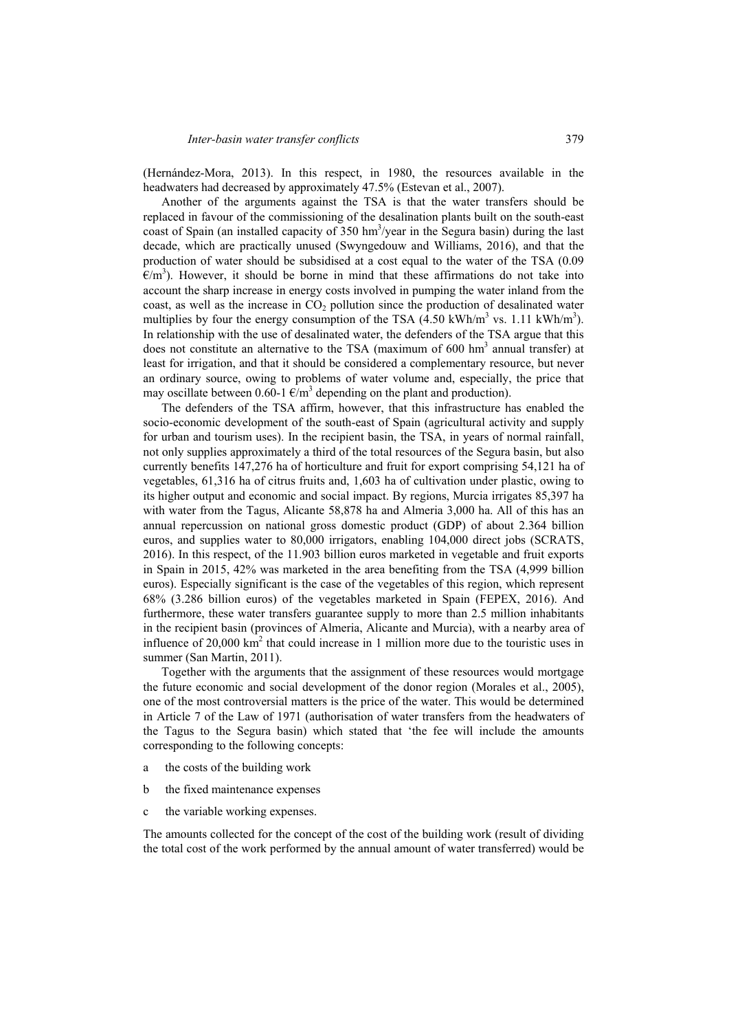(Hernández-Mora, 2013). In this respect, in 1980, the resources available in the headwaters had decreased by approximately 47.5% (Estevan et al., 2007).

Another of the arguments against the TSA is that the water transfers should be replaced in favour of the commissioning of the desalination plants built on the south-east coast of Spain (an installed capacity of 350 $hm^3$/year in the Segura basin) during the last decade, which are practically unused (Swyngedouw and Williams, 2016), and that the production of water should be subsidised at a cost equal to the water of the TSA (0.09 $€/m^3$). However, it should be borne in mind that these affirmations do not take into account the sharp increase in energy costs involved in pumping the water inland from the coast, as well as the increase in $CO_2$ pollution since the production of desalinated water multiplies by four the energy consumption of the TSA (4.50 $kWh/m^3$ vs. 1.11 $kWh/m^3$). In relationship with the use of desalinated water, the defenders of the TSA argue that this does not constitute an alternative to the TSA (maximum of 600 $hm^3$ annual transfer) at least for irrigation, and that it should be considered a complementary resource, but never an ordinary source, owing to problems of water volume and, especially, the price that may oscillate between 0.60-1 $€/m^3$ depending on the plant and production).

The defenders of the TSA affirm, however, that this infrastructure has enabled the socio-economic development of the south-east of Spain (agricultural activity and supply for urban and tourism uses). In the recipient basin, the TSA, in years of normal rainfall, not only supplies approximately a third of the total resources of the Segura basin, but also currently benefits 147,276 ha of horticulture and fruit for export comprising 54,121 ha of vegetables, 61,316 ha of citrus fruits and, 1,603 ha of cultivation under plastic, owing to its higher output and economic and social impact. By regions, Murcia irrigates 85,397 ha with water from the Tagus, Alicante 58,878 ha and Almeria 3,000 ha. All of this has an annual repercussion on national gross domestic product (GDP) of about 2.364 billion euros, and supplies water to 80,000 irrigators, enabling 104,000 direct jobs (SCRATS, 2016). In this respect, of the 11.903 billion euros marketed in vegetable and fruit exports in Spain in 2015, 42% was marketed in the area benefiting from the TSA (4,999 billion euros). Especially significant is the case of the vegetables of this region, which represent 68% (3.286 billion euros) of the vegetables marketed in Spain (FEPEX, 2016). And furthermore, these water transfers guarantee supply to more than 2.5 million inhabitants in the recipient basin (provinces of Almeria, Alicante and Murcia), with a nearby area of influence of 20,000 $km^2$ that could increase in 1 million more due to the touristic uses in summer (San Martin, 2011).

Together with the arguments that the assignment of these resources would mortgage the future economic and social development of the donor region (Morales et al., 2005), one of the most controversial matters is the price of the water. This would be determined in Article 7 of the Law of 1971 (authorisation of water transfers from the headwaters of the Tagus to the Segura basin) which stated that 'the fee will include the amounts corresponding to the following concepts:

a the costs of the building work

b the fixed maintenance expenses

c the variable working expenses.

The amounts collected for the concept of the cost of the building work (result of dividing the total cost of the work performed by the annual amount of water transferred) would be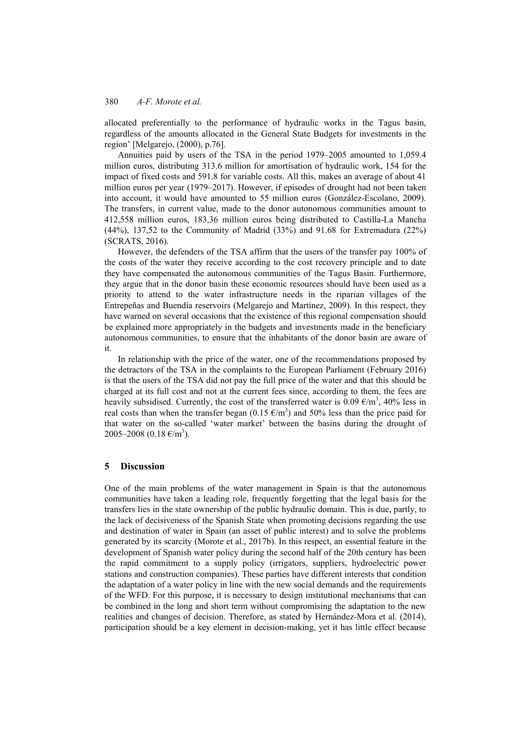allocated preferentially to the performance of hydraulic works in the Tagus basin, regardless of the amounts allocated in the General State Budgets for investments in the region' [Melgarejo, (2000), p.76].

Annuities paid by users of the TSA in the period 1979–2005 amounted to 1,059.4 million euros, distributing 313.6 million for amortisation of hydraulic work, 154 for the impact of fixed costs and 591.8 for variable costs. All this, makes an average of about 41 million euros per year (1979–2017). However, if episodes of drought had not been taken into account, it would have amounted to 55 million euros (González-Escolano, 2009). The transfers, in current value, made to the donor autonomous communities amount to 412,558 million euros, 183,36 million euros being distributed to Castilla-La Mancha (44%), 137,52 to the Community of Madrid (33%) and 91.68 for Extremadura (22%) (SCRATS, 2016).

However, the defenders of the TSA affirm that the users of the transfer pay 100% of the costs of the water they receive according to the cost recovery principle and to date they have compensated the autonomous communities of the Tagus Basin. Furthermore, they argue that in the donor basin these economic resources should have been used as a priority to attend to the water infrastructure needs in the riparian villages of the Entrepeñas and Buendía reservoirs (Melgarejo and Martínez, 2009). In this respect, they have warned on several occasions that the existence of this regional compensation should be explained more appropriately in the budgets and investments made in the beneficiary autonomous communities, to ensure that the inhabitants of the donor basin are aware of it.

In relationship with the price of the water, one of the recommendations proposed by the detractors of the TSA in the complaints to the European Parliament (February 2016) is that the users of the TSA did not pay the full price of the water and that this should be charged at its full cost and not at the current fees since, according to them, the fees are heavily subsidised. Currently, the cost of the transferred water is 0.09 €/m$^3$, 40% less in real costs than when the transfer began (0.15 €/m$^3$) and 50% less than the price paid for that water on the so-called 'water market' between the basins during the drought of 2005–2008 (0.18 €/m$^3$).

## 5 Discussion

One of the main problems of the water management in Spain is that the autonomous communities have taken a leading role, frequently forgetting that the legal basis for the transfers lies in the state ownership of the public hydraulic domain. This is due, partly, to the lack of decisiveness of the Spanish State when promoting decisions regarding the use and destination of water in Spain (an asset of public interest) and to solve the problems generated by its scarcity (Morote et al., 2017b). In this respect, an essential feature in the development of Spanish water policy during the second half of the 20th century has been the rapid commitment to a supply policy (irrigators, suppliers, hydroelectric power stations and construction companies). These parties have different interests that condition the adaptation of a water policy in line with the new social demands and the requirements of the WFD. For this purpose, it is necessary to design institutional mechanisms that can be combined in the long and short term without compromising the adaptation to the new realities and changes of decision. Therefore, as stated by Hernández-Mora et al. (2014), participation should be a key element in decision-making, yet it has little effect because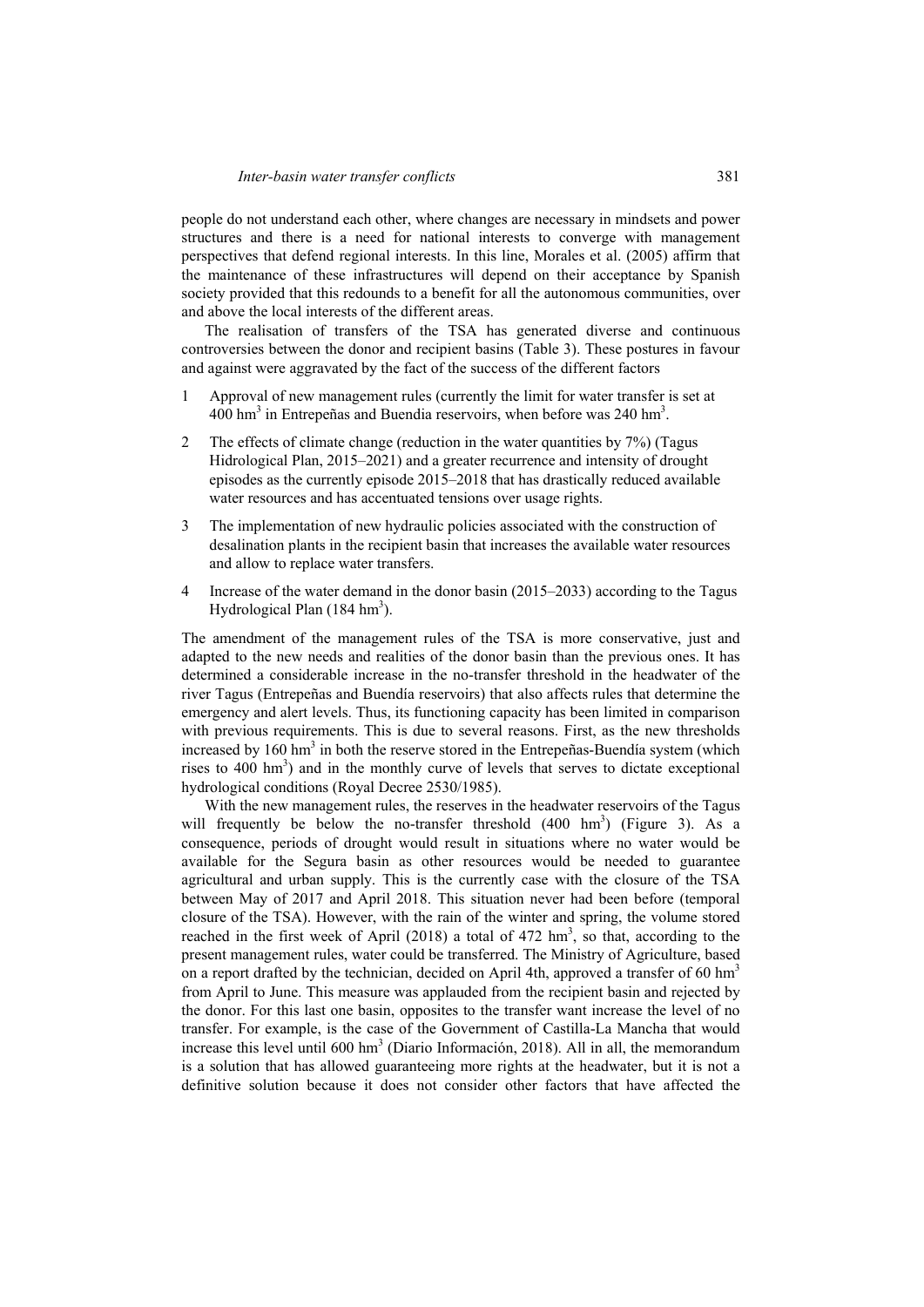people do not understand each other, where changes are necessary in mindsets and power structures and there is a need for national interests to converge with management perspectives that defend regional interests. In this line, Morales et al. (2005) affirm that the maintenance of these infrastructures will depend on their acceptance by Spanish society provided that this redounds to a benefit for all the autonomous communities, over and above the local interests of the different areas.

The realisation of transfers of the TSA has generated diverse and continuous controversies between the donor and recipient basins (Table 3). These postures in favour and against were aggravated by the fact of the success of the different factors

1. Approval of new management rules (currently the limit for water transfer is set at 400 $hm^3$ in Entrepeñas and Buendia reservoirs, when before was 240 $hm^3$.
2. The effects of climate change (reduction in the water quantities by 7%) (Tagus Hidrological Plan, 2015–2021) and a greater recurrence and intensity of drought episodes as the currently episode 2015–2018 that has drastically reduced available water resources and has accentuated tensions over usage rights.
3. The implementation of new hydraulic policies associated with the construction of desalination plants in the recipient basin that increases the available water resources and allow to replace water transfers.
4. Increase of the water demand in the donor basin (2015–2033) according to the Tagus Hydrological Plan (184 $hm^3$).

The amendment of the management rules of the TSA is more conservative, just and adapted to the new needs and realities of the donor basin than the previous ones. It has determined a considerable increase in the no-transfer threshold in the headwater of the river Tagus (Entrepeñas and Buendía reservoirs) that also affects rules that determine the emergency and alert levels. Thus, its functioning capacity has been limited in comparison with previous requirements. This is due to several reasons. First, as the new thresholds increased by 160 $hm^3$ in both the reserve stored in the Entrepeñas-Buendía system (which rises to 400 $hm^3$) and in the monthly curve of levels that serves to dictate exceptional hydrological conditions (Royal Decree 2530/1985).

With the new management rules, the reserves in the headwater reservoirs of the Tagus will frequently be below the no-transfer threshold (400 $hm^3$) (Figure 3). As a consequence, periods of drought would result in situations where no water would be available for the Segura basin as other resources would be needed to guarantee agricultural and urban supply. This is the currently case with the closure of the TSA between May of 2017 and April 2018. This situation never had been before (temporal closure of the TSA). However, with the rain of the winter and spring, the volume stored reached in the first week of April (2018) a total of 472 $hm^3$, so that, according to the present management rules, water could be transferred. The Ministry of Agriculture, based on a report drafted by the technician, decided on April 4th, approved a transfer of 60 $hm^3$ from April to June. This measure was applauded from the recipient basin and rejected by the donor. For this last one basin, opposites to the transfer want increase the level of no transfer. For example, is the case of the Government of Castilla-La Mancha that would increase this level until 600 $hm^3$ (Diario Información, 2018). All in all, the memorandum is a solution that has allowed guaranteeing more rights at the headwater, but it is not a definitive solution because it does not consider other factors that have affected the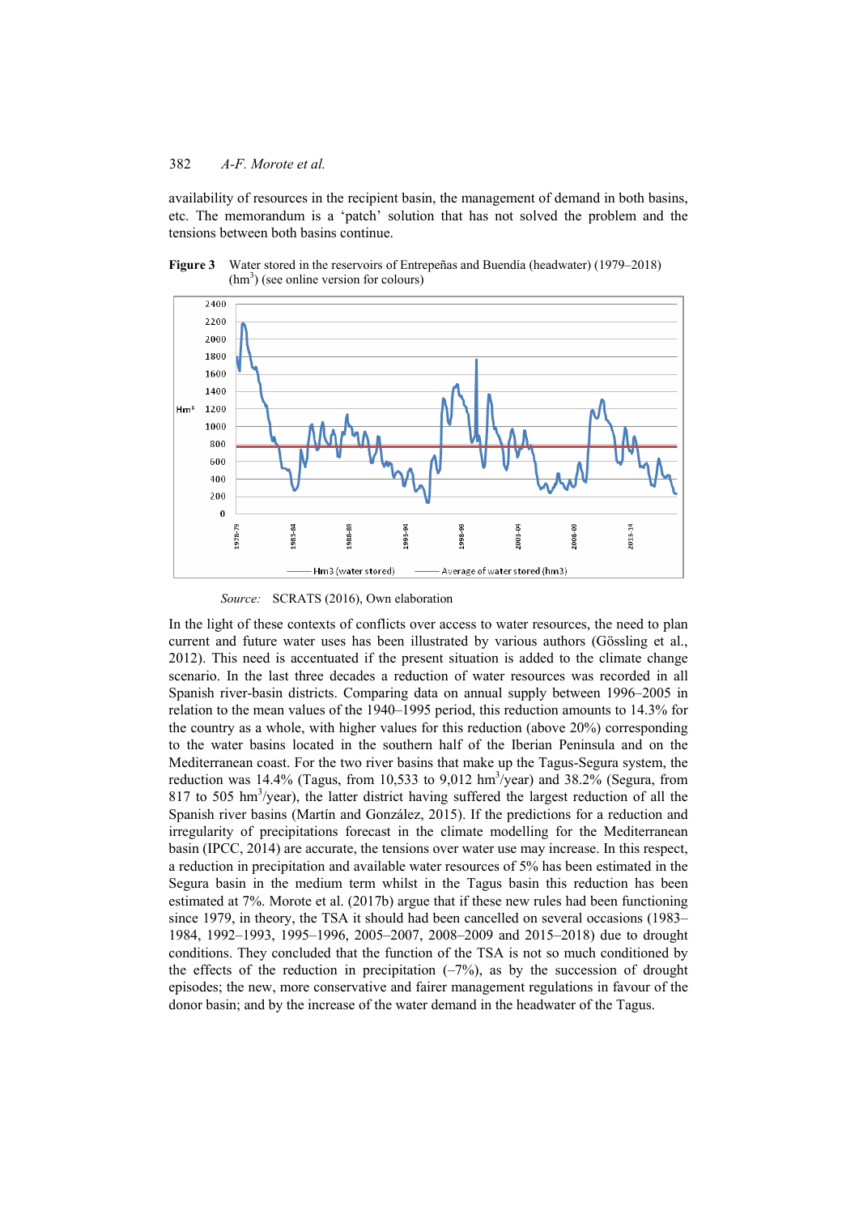availability of resources in the recipient basin, the management of demand in both basins, etc. The memorandum is a 'patch' solution that has not solved the problem and the tensions between both basins continue.

**Figure 3** Water stored in the reservoirs of Entrepeñas and Buendía (headwater) (1979–2018) (hm$^3$) (see online version for colours)

*Source:* SCRATS (2016), Own elaboration

In the light of these contexts of conflicts over access to water resources, the need to plan current and future water uses has been illustrated by various authors (Gössling et al., 2012). This need is accentuated if the present situation is added to the climate change scenario. In the last three decades a reduction of water resources was recorded in all Spanish river-basin districts. Comparing data on annual supply between 1996–2005 in relation to the mean values of the 1940–1995 period, this reduction amounts to 14.3% for the country as a whole, with higher values for this reduction (above 20%) corresponding to the water basins located in the southern half of the Iberian Peninsula and on the Mediterranean coast. For the two river basins that make up the Tagus-Segura system, the reduction was 14.4% (Tagus, from 10,533 to 9,012 hm$^3$/year) and 38.2% (Segura, from 817 to 505 hm$^3$/year), the latter district having suffered the largest reduction of all the Spanish river basins (Martín and González, 2015). If the predictions for a reduction and irregularity of precipitations forecast in the climate modelling for the Mediterranean basin (IPCC, 2014) are accurate, the tensions over water use may increase. In this respect, a reduction in precipitation and available water resources of 5% has been estimated in the Segura basin in the medium term whilst in the Tagus basin this reduction has been estimated at 7%. Morote et al. (2017b) argue that if these new rules had been functioning since 1979, in theory, the TSA it should had been cancelled on several occasions (1983–1984, 1992–1993, 1995–1996, 2005–2007, 2008–2009 and 2015–2018) due to drought conditions. They concluded that the function of the TSA is not so much conditioned by the effects of the reduction in precipitation (–7%), as by the succession of drought episodes; the new, more conservative and fairer management regulations in favour of the donor basin; and by the increase of the water demand in the headwater of the Tagus.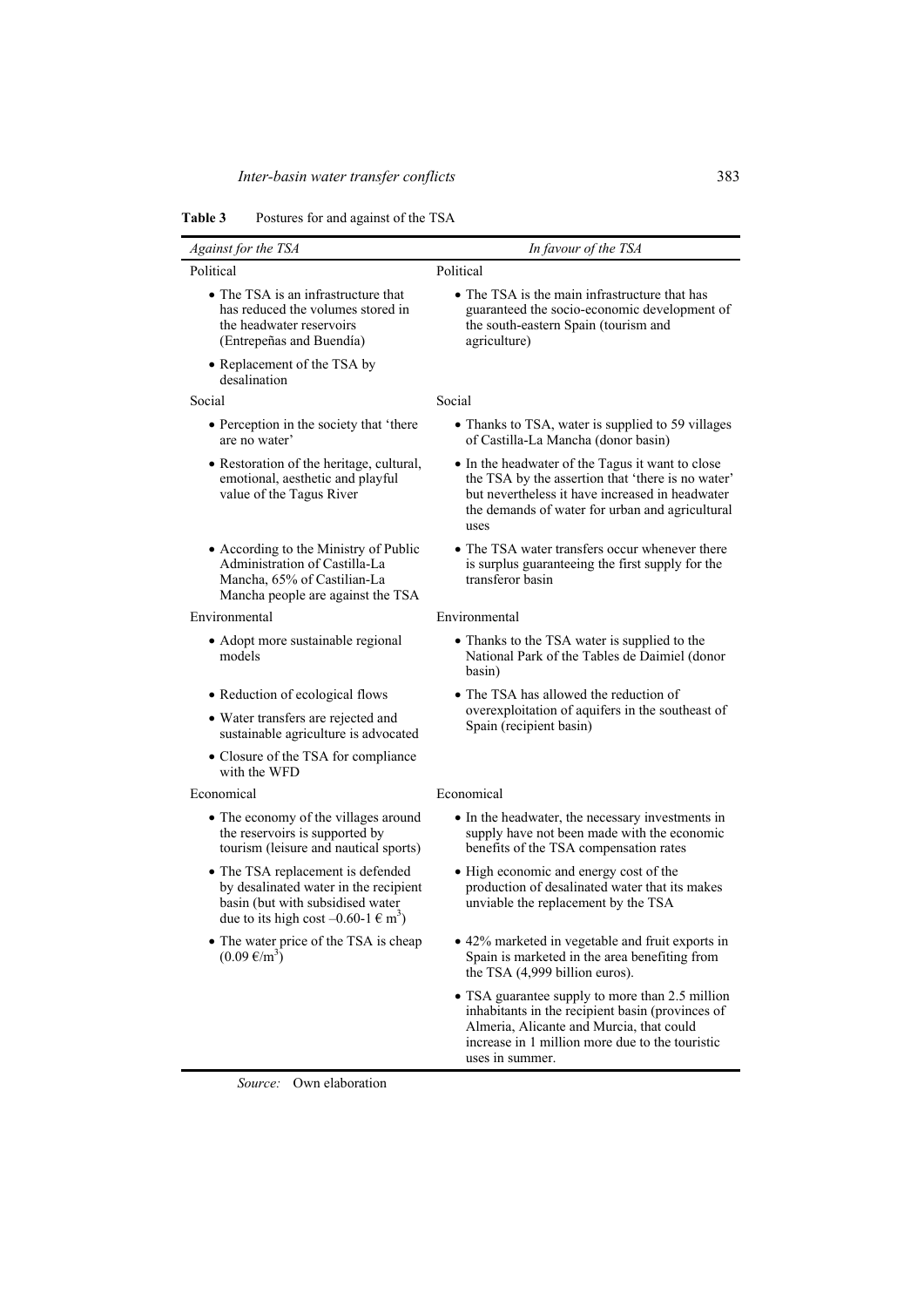**Table 3** Postures for and against of the TSA

| *Against for the TSA* | *In favour of the TSA* |
|---|---|
| Political | Political |
| • The TSA is an infrastructure that has reduced the volumes stored in the headwater reservoirs (Entrepeñas and Buendía) | • The TSA is the main infrastructure that has guaranteed the socio-economic development of the south-eastern Spain (tourism and agriculture) |
| • Replacement of the TSA by desalination | |
| Social | Social |
| • Perception in the society that 'there are no water' | • Thanks to TSA, water is supplied to 59 villages of Castilla-La Mancha (donor basin) |
| • Restoration of the heritage, cultural, emotional, aesthetic and playful value of the Tagus River | • In the headwater of the Tagus it want to close the TSA by the assertion that 'there is no water' but nevertheless it have increased in headwater the demands of water for urban and agricultural uses |
| • According to the Ministry of Public Administration of Castilla-La Mancha, 65% of Castilian-La Mancha people are against the TSA | • The TSA water transfers occur whenever there is surplus guaranteeing the first supply for the transferor basin |
| Environmental | Environmental |
| • Adopt more sustainable regional models | • Thanks to the TSA water is supplied to the National Park of the Tables de Daimiel (donor basin) |
| • Reduction of ecological flows | • The TSA has allowed the reduction of overexploitation of aquifers in the southeast of Spain (recipient basin) |
| • Water transfers are rejected and sustainable agriculture is advocated | |
| • Closure of the TSA for compliance with the WFD | |
| Economical | Economical |
| • The economy of the villages around the reservoirs is supported by tourism (leisure and nautical sports) | • In the headwater, the necessary investments in supply have not been made with the economic benefits of the TSA compensation rates |
| • The TSA replacement is defended by desalinated water in the recipient basin (but with subsidised water due to its high cost –0.60-1 € m$^3$) | • High economic and energy cost of the production of desalinated water that its makes unviable the replacement by the TSA |
| • The water price of the TSA is cheap (0.09 €/m$^3$) | • 42% marketed in vegetable and fruit exports in Spain is marketed in the area benefiting from the TSA (4,999 billion euros). |
| | • TSA guarantee supply to more than 2.5 million inhabitants in the recipient basin (provinces of Almeria, Alicante and Murcia, that could increase in 1 million more due to the touristic uses in summer. |

*Source:* Own elaboration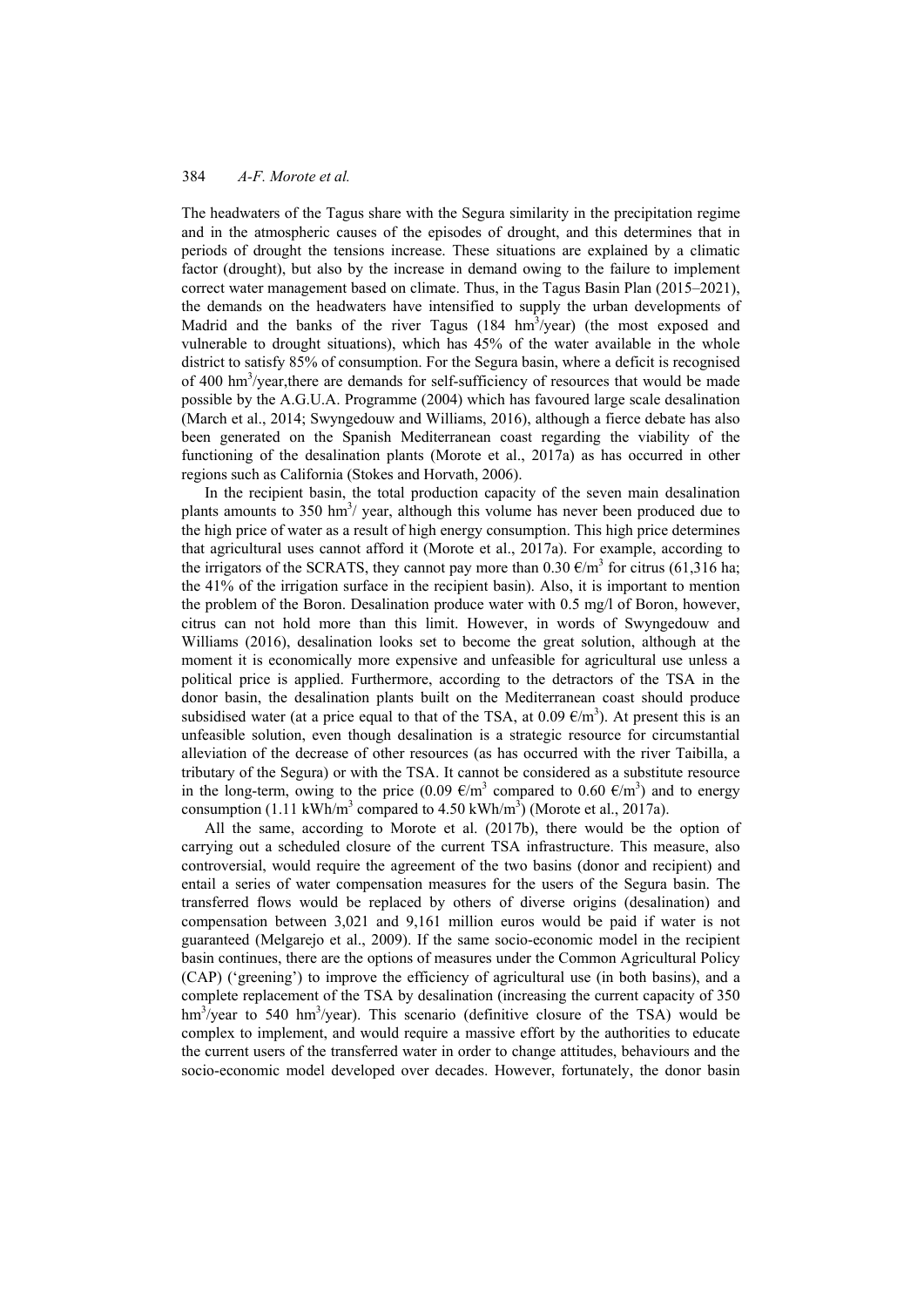The headwaters of the Tagus share with the Segura similarity in the precipitation regime and in the atmospheric causes of the episodes of drought, and this determines that in periods of drought the tensions increase. These situations are explained by a climatic factor (drought), but also by the increase in demand owing to the failure to implement correct water management based on climate. Thus, in the Tagus Basin Plan (2015–2021), the demands on the headwaters have intensified to supply the urban developments of Madrid and the banks of the river Tagus (184 $hm^3$/year) (the most exposed and vulnerable to drought situations), which has 45% of the water available in the whole district to satisfy 85% of consumption. For the Segura basin, where a deficit is recognised of 400 $hm^3$/year,there are demands for self-sufficiency of resources that would be made possible by the A.G.U.A. Programme (2004) which has favoured large scale desalination (March et al., 2014; Swyngedouw and Williams, 2016), although a fierce debate has also been generated on the Spanish Mediterranean coast regarding the viability of the functioning of the desalination plants (Morote et al., 2017a) as has occurred in other regions such as California (Stokes and Horvath, 2006).

In the recipient basin, the total production capacity of the seven main desalination plants amounts to 350 $hm^3$/ year, although this volume has never been produced due to the high price of water as a result of high energy consumption. This high price determines that agricultural uses cannot afford it (Morote et al., 2017a). For example, according to the irrigators of the SCRATS, they cannot pay more than 0.30 €/$m^3$ for citrus (61,316 ha; the 41% of the irrigation surface in the recipient basin). Also, it is important to mention the problem of the Boron. Desalination produce water with 0.5 mg/l of Boron, however, citrus can not hold more than this limit. However, in words of Swyngedouw and Williams (2016), desalination looks set to become the great solution, although at the moment it is economically more expensive and unfeasible for agricultural use unless a political price is applied. Furthermore, according to the detractors of the TSA in the donor basin, the desalination plants built on the Mediterranean coast should produce subsidised water (at a price equal to that of the TSA, at 0.09 €/$m^3$). At present this is an unfeasible solution, even though desalination is a strategic resource for circumstantial alleviation of the decrease of other resources (as has occurred with the river Taibilla, a tributary of the Segura) or with the TSA. It cannot be considered as a substitute resource in the long-term, owing to the price (0.09 €/$m^3$ compared to 0.60 €/$m^3$) and to energy consumption (1.11 kWh/$m^3$ compared to 4.50 kWh/$m^3$) (Morote et al., 2017a).

All the same, according to Morote et al. (2017b), there would be the option of carrying out a scheduled closure of the current TSA infrastructure. This measure, also controversial, would require the agreement of the two basins (donor and recipient) and entail a series of water compensation measures for the users of the Segura basin. The transferred flows would be replaced by others of diverse origins (desalination) and compensation between 3,021 and 9,161 million euros would be paid if water is not guaranteed (Melgarejo et al., 2009). If the same socio-economic model in the recipient basin continues, there are the options of measures under the Common Agricultural Policy (CAP) ('greening') to improve the efficiency of agricultural use (in both basins), and a complete replacement of the TSA by desalination (increasing the current capacity of 350 $hm^3$/year to 540 $hm^3$/year). This scenario (definitive closure of the TSA) would be complex to implement, and would require a massive effort by the authorities to educate the current users of the transferred water in order to change attitudes, behaviours and the socio-economic model developed over decades. However, fortunately, the donor basin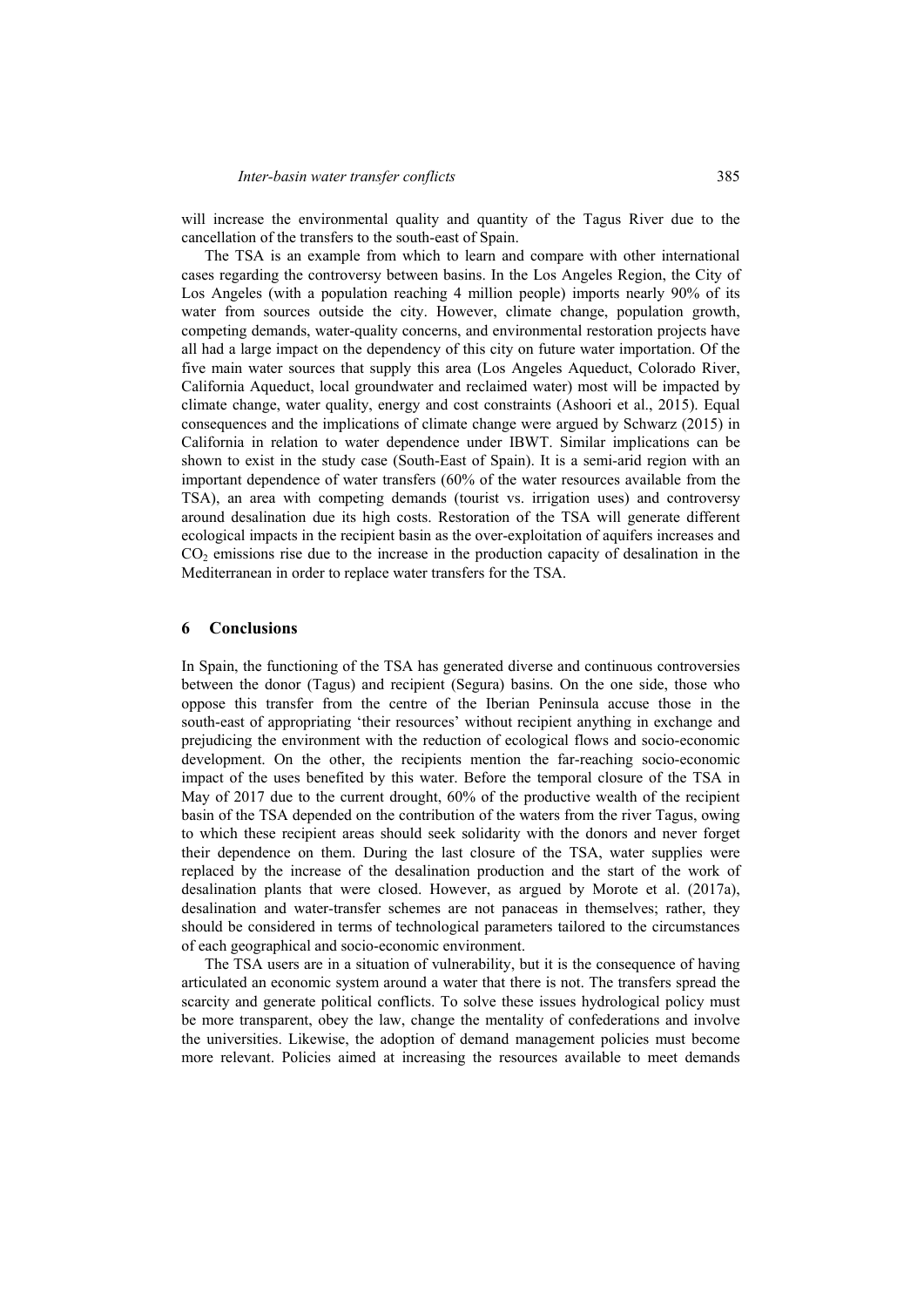will increase the environmental quality and quantity of the Tagus River due to the cancellation of the transfers to the south-east of Spain.

The TSA is an example from which to learn and compare with other international cases regarding the controversy between basins. In the Los Angeles Region, the City of Los Angeles (with a population reaching 4 million people) imports nearly 90% of its water from sources outside the city. However, climate change, population growth, competing demands, water-quality concerns, and environmental restoration projects have all had a large impact on the dependency of this city on future water importation. Of the five main water sources that supply this area (Los Angeles Aqueduct, Colorado River, California Aqueduct, local groundwater and reclaimed water) most will be impacted by climate change, water quality, energy and cost constraints (Ashoori et al., 2015). Equal consequences and the implications of climate change were argued by Schwarz (2015) in California in relation to water dependence under IBWT. Similar implications can be shown to exist in the study case (South-East of Spain). It is a semi-arid region with an important dependence of water transfers (60% of the water resources available from the TSA), an area with competing demands (tourist vs. irrigation uses) and controversy around desalination due its high costs. Restoration of the TSA will generate different ecological impacts in the recipient basin as the over-exploitation of aquifers increases and $CO_2$ emissions rise due to the increase in the production capacity of desalination in the Mediterranean in order to replace water transfers for the TSA.

## 6 Conclusions

In Spain, the functioning of the TSA has generated diverse and continuous controversies between the donor (Tagus) and recipient (Segura) basins. On the one side, those who oppose this transfer from the centre of the Iberian Peninsula accuse those in the south-east of appropriating 'their resources' without recipient anything in exchange and prejudicing the environment with the reduction of ecological flows and socio-economic development. On the other, the recipients mention the far-reaching socio-economic impact of the uses benefited by this water. Before the temporal closure of the TSA in May of 2017 due to the current drought, 60% of the productive wealth of the recipient basin of the TSA depended on the contribution of the waters from the river Tagus, owing to which these recipient areas should seek solidarity with the donors and never forget their dependence on them. During the last closure of the TSA, water supplies were replaced by the increase of the desalination production and the start of the work of desalination plants that were closed. However, as argued by Morote et al. (2017a), desalination and water-transfer schemes are not panaceas in themselves; rather, they should be considered in terms of technological parameters tailored to the circumstances of each geographical and socio-economic environment.

The TSA users are in a situation of vulnerability, but it is the consequence of having articulated an economic system around a water that there is not. The transfers spread the scarcity and generate political conflicts. To solve these issues hydrological policy must be more transparent, obey the law, change the mentality of confederations and involve the universities. Likewise, the adoption of demand management policies must become more relevant. Policies aimed at increasing the resources available to meet demands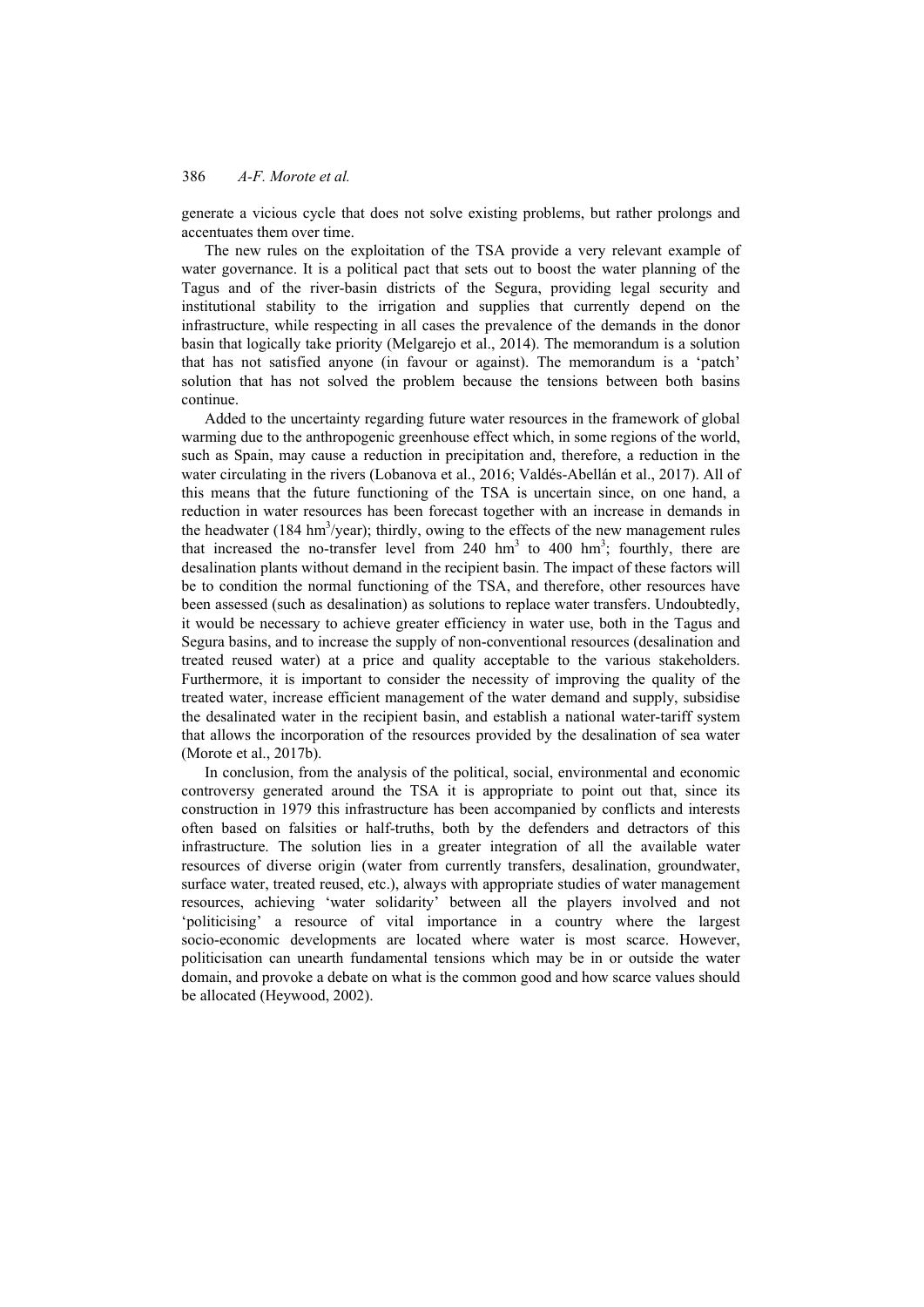generate a vicious cycle that does not solve existing problems, but rather prolongs and accentuates them over time.

The new rules on the exploitation of the TSA provide a very relevant example of water governance. It is a political pact that sets out to boost the water planning of the Tagus and of the river-basin districts of the Segura, providing legal security and institutional stability to the irrigation and supplies that currently depend on the infrastructure, while respecting in all cases the prevalence of the demands in the donor basin that logically take priority (Melgarejo et al., 2014). The memorandum is a solution that has not satisfied anyone (in favour or against). The memorandum is a 'patch' solution that has not solved the problem because the tensions between both basins continue.

Added to the uncertainty regarding future water resources in the framework of global warming due to the anthropogenic greenhouse effect which, in some regions of the world, such as Spain, may cause a reduction in precipitation and, therefore, a reduction in the water circulating in the rivers (Lobanova et al., 2016; Valdés-Abellán et al., 2017). All of this means that the future functioning of the TSA is uncertain since, on one hand, a reduction in water resources has been forecast together with an increase in demands in the headwater (184 $hm^3$/year); thirdly, owing to the effects of the new management rules that increased the no-transfer level from 240 $hm^3$ to 400 $hm^3$; fourthly, there are desalination plants without demand in the recipient basin. The impact of these factors will be to condition the normal functioning of the TSA, and therefore, other resources have been assessed (such as desalination) as solutions to replace water transfers. Undoubtedly, it would be necessary to achieve greater efficiency in water use, both in the Tagus and Segura basins, and to increase the supply of non-conventional resources (desalination and treated reused water) at a price and quality acceptable to the various stakeholders. Furthermore, it is important to consider the necessity of improving the quality of the treated water, increase efficient management of the water demand and supply, subsidise the desalinated water in the recipient basin, and establish a national water-tariff system that allows the incorporation of the resources provided by the desalination of sea water (Morote et al., 2017b).

In conclusion, from the analysis of the political, social, environmental and economic controversy generated around the TSA it is appropriate to point out that, since its construction in 1979 this infrastructure has been accompanied by conflicts and interests often based on falsities or half-truths, both by the defenders and detractors of this infrastructure. The solution lies in a greater integration of all the available water resources of diverse origin (water from currently transfers, desalination, groundwater, surface water, treated reused, etc.), always with appropriate studies of water management resources, achieving 'water solidarity' between all the players involved and not 'politicising' a resource of vital importance in a country where the largest socio-economic developments are located where water is most scarce. However, politicisation can unearth fundamental tensions which may be in or outside the water domain, and provoke a debate on what is the common good and how scarce values should be allocated (Heywood, 2002).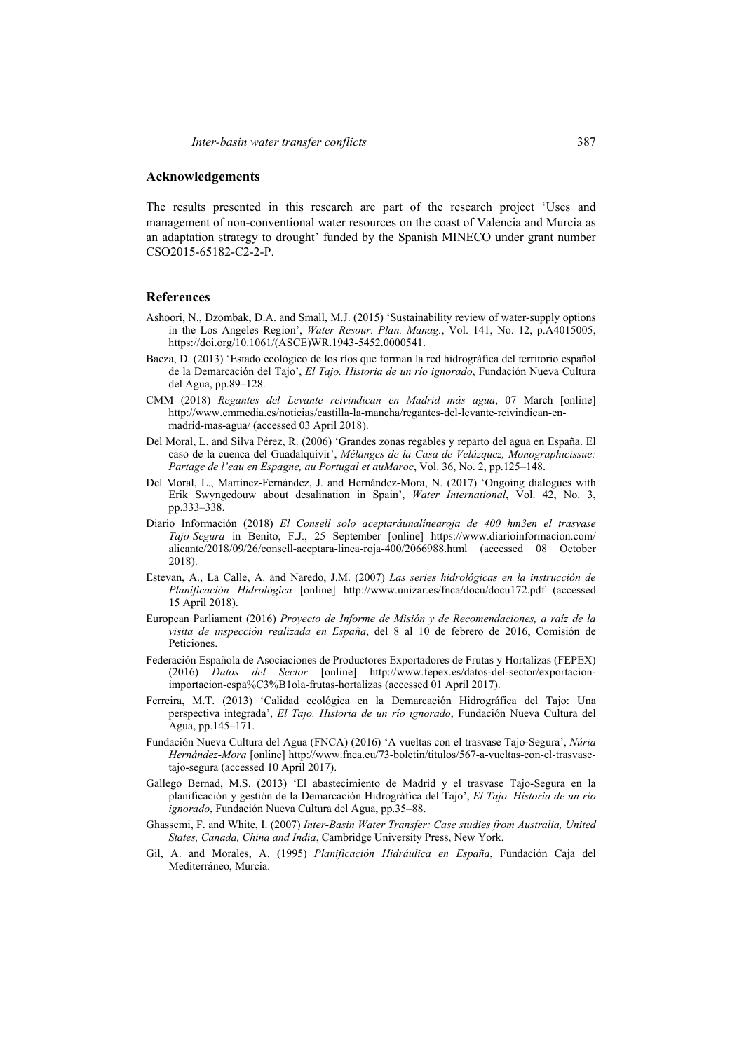## Acknowledgements

The results presented in this research are part of the research project 'Uses and management of non-conventional water resources on the coast of Valencia and Murcia as an adaptation strategy to drought' funded by the Spanish MINECO under grant number CSO2015-65182-C2-2-P.

## References

Ashoori, N., Dzombak, D.A. and Small, M.J. (2015) 'Sustainability review of water-supply options in the Los Angeles Region', *Water Resour. Plan. Manag.*, Vol. 141, No. 12, p.A4015005, https://doi.org/10.1061/(ASCE)WR.1943-5452.0000541.

Baeza, D. (2013) 'Estado ecológico de los ríos que forman la red hidrográfica del territorio español de la Demarcación del Tajo', *El Tajo. Historia de un río ignorado*, Fundación Nueva Cultura del Agua, pp.89–128.

CMM (2018) *Regantes del Levante reivindican en Madrid más agua*, 07 March [online] http://www.cmmedia.es/noticias/castilla-la-mancha/regantes-del-levante-reivindican-en-madrid-mas-agua/ (accessed 03 April 2018).

Del Moral, L. and Silva Pérez, R. (2006) 'Grandes zonas regables y reparto del agua en España. El caso de la cuenca del Guadalquivir', *Mélanges de la Casa de Velázquez, Monographicissue: Partage de l'eau en Espagne, au Portugal et auMaroc*, Vol. 36, No. 2, pp.125–148.

Del Moral, L., Martínez-Fernández, J. and Hernández-Mora, N. (2017) 'Ongoing dialogues with Erik Swyngedouw about desalination in Spain', *Water International*, Vol. 42, No. 3, pp.333–338.

Diario Información (2018) *El Consell solo aceptaráunalínearoja de 400 hm3en el trasvase Tajo-Segura* in Benito, F.J., 25 September [online] https://www.diarioinformacion.com/alicante/2018/09/26/consell-aceptara-linea-roja-400/2066988.html (accessed 08 October 2018).

Estevan, A., La Calle, A. and Naredo, J.M. (2007) *Las series hidrológicas en la instrucción de Planificación Hidrológica* [online] http://www.unizar.es/fnca/docu/docu172.pdf (accessed 15 April 2018).

European Parliament (2016) *Proyecto de Informe de Misión y de Recomendaciones, a raíz de la visita de inspección realizada en España*, del 8 al 10 de febrero de 2016, Comisión de Peticiones.

Federación Española de Asociaciones de Productores Exportadores de Frutas y Hortalizas (FEPEX) (2016) *Datos del Sector* [online] http://www.fepex.es/datos-del-sector/exportacion-importacion-espa%C3%B1ola-frutas-hortalizas (accessed 01 April 2017).

Ferreira, M.T. (2013) 'Calidad ecológica en la Demarcación Hidrográfica del Tajo: Una perspectiva integrada', *El Tajo. Historia de un río ignorado*, Fundación Nueva Cultura del Agua, pp.145–171.

Fundación Nueva Cultura del Agua (FNCA) (2016) 'A vueltas con el trasvase Tajo-Segura', *Núria Hernández-Mora* [online] http://www.fnca.eu/73-boletin/titulos/567-a-vueltas-con-el-trasvase-tajo-segura (accessed 10 April 2017).

Gallego Bernad, M.S. (2013) 'El abastecimiento de Madrid y el trasvase Tajo-Segura en la planificación y gestión de la Demarcación Hidrográfica del Tajo', *El Tajo. Historia de un río ignorado*, Fundación Nueva Cultura del Agua, pp.35–88.

Ghassemi, F. and White, I. (2007) *Inter-Basin Water Transfer: Case studies from Australia, United States, Canada, China and India*, Cambridge University Press, New York.

Gil, A. and Morales, A. (1995) *Planificación Hidráulica en España*, Fundación Caja del Mediterráneo, Murcia.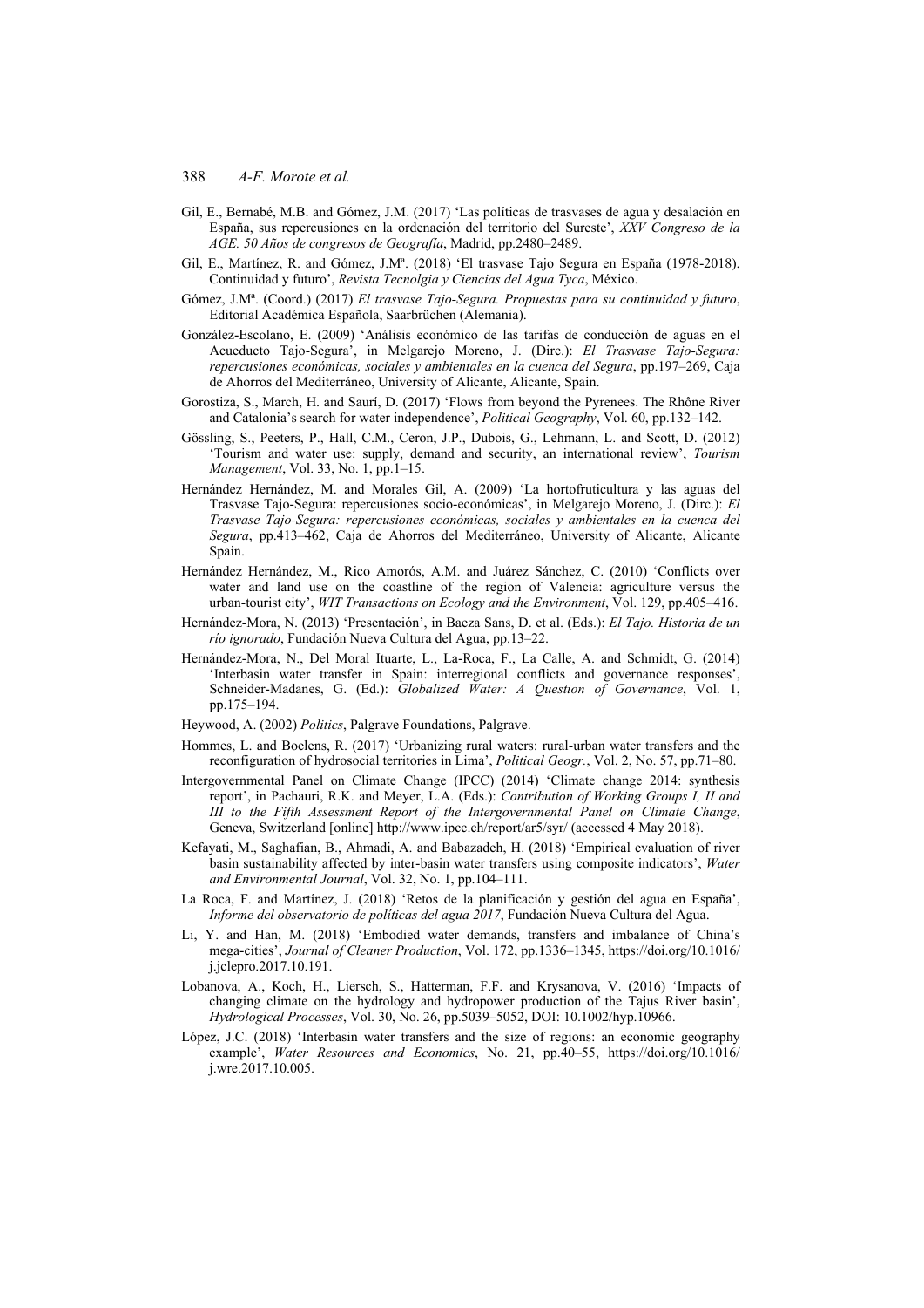Gil, E., Bernabé, M.B. and Gómez, J.M. (2017) 'Las políticas de trasvases de agua y desalación en España, sus repercusiones en la ordenación del territorio del Sureste', *XXV Congreso de la AGE. 50 Años de congresos de Geografía*, Madrid, pp.2480–2489.

Gil, E., Martínez, R. and Gómez, J.Mª. (2018) 'El trasvase Tajo Segura en España (1978-2018). Continuidad y futuro', *Revista Tecnolgia y Ciencias del Agua Tyca*, México.

Gómez, J.Mª. (Coord.) (2017) *El trasvase Tajo-Segura. Propuestas para su continuidad y futuro*, Editorial Académica Española, Saarbrüchen (Alemania).

González-Escolano, E. (2009) 'Análisis económico de las tarifas de conducción de aguas en el Acueducto Tajo-Segura', in Melgarejo Moreno, J. (Dirc.): *El Trasvase Tajo-Segura: repercusiones económicas, sociales y ambientales en la cuenca del Segura*, pp.197–269, Caja de Ahorros del Mediterráneo, University of Alicante, Alicante, Spain.

Gorostiza, S., March, H. and Saurí, D. (2017) 'Flows from beyond the Pyrenees. The Rhône River and Catalonia's search for water independence', *Political Geography*, Vol. 60, pp.132–142.

Gössling, S., Peeters, P., Hall, C.M., Ceron, J.P., Dubois, G., Lehmann, L. and Scott, D. (2012) 'Tourism and water use: supply, demand and security, an international review', *Tourism Management*, Vol. 33, No. 1, pp.1–15.

Hernández Hernández, M. and Morales Gil, A. (2009) 'La hortofruticultura y las aguas del Trasvase Tajo-Segura: repercusiones socio-económicas', in Melgarejo Moreno, J. (Dirc.): *El Trasvase Tajo-Segura: repercusiones económicas, sociales y ambientales en la cuenca del Segura*, pp.413–462, Caja de Ahorros del Mediterráneo, University of Alicante, Alicante Spain.

Hernández Hernández, M., Rico Amorós, A.M. and Juárez Sánchez, C. (2010) 'Conflicts over water and land use on the coastline of the region of Valencia: agriculture versus the urban-tourist city', *WIT Transactions on Ecology and the Environment*, Vol. 129, pp.405–416.

Hernández-Mora, N. (2013) 'Presentación', in Baeza Sans, D. et al. (Eds.): *El Tajo. Historia de un río ignorado*, Fundación Nueva Cultura del Agua, pp.13–22.

Hernández-Mora, N., Del Moral Ituarte, L., La-Roca, F., La Calle, A. and Schmidt, G. (2014) 'Interbasin water transfer in Spain: interregional conflicts and governance responses', Schneider-Madanes, G. (Ed.): *Globalized Water: A Question of Governance*, Vol. 1, pp.175–194.

Heywood, A. (2002) *Politics*, Palgrave Foundations, Palgrave.

Hommes, L. and Boelens, R. (2017) 'Urbanizing rural waters: rural-urban water transfers and the reconfiguration of hydrosocial territories in Lima', *Political Geogr.*, Vol. 2, No. 57, pp.71–80.

Intergovernmental Panel on Climate Change (IPCC) (2014) 'Climate change 2014: synthesis report', in Pachauri, R.K. and Meyer, L.A. (Eds.): *Contribution of Working Groups I, II and III to the Fifth Assessment Report of the Intergovernmental Panel on Climate Change*, Geneva, Switzerland [online] http://www.ipcc.ch/report/ar5/syr/ (accessed 4 May 2018).

Kefayati, M., Saghafian, B., Ahmadi, A. and Babazadeh, H. (2018) 'Empirical evaluation of river basin sustainability affected by inter-basin water transfers using composite indicators', *Water and Environmental Journal*, Vol. 32, No. 1, pp.104–111.

La Roca, F. and Martínez, J. (2018) 'Retos de la planificación y gestión del agua en España', *Informe del observatorio de políticas del agua 2017*, Fundación Nueva Cultura del Agua.

Li, Y. and Han, M. (2018) 'Embodied water demands, transfers and imbalance of China's mega-cities', *Journal of Cleaner Production*, Vol. 172, pp.1336–1345, https://doi.org/10.1016/j.jclepro.2017.10.191.

Lobanova, A., Koch, H., Liersch, S., Hatterman, F.F. and Krysanova, V. (2016) 'Impacts of changing climate on the hydrology and hydropower production of the Tajus River basin', *Hydrological Processes*, Vol. 30, No. 26, pp.5039–5052, DOI: 10.1002/hyp.10966.

López, J.C. (2018) 'Interbasin water transfers and the size of regions: an economic geography example', *Water Resources and Economics*, No. 21, pp.40–55, https://doi.org/10.1016/j.wre.2017.10.005.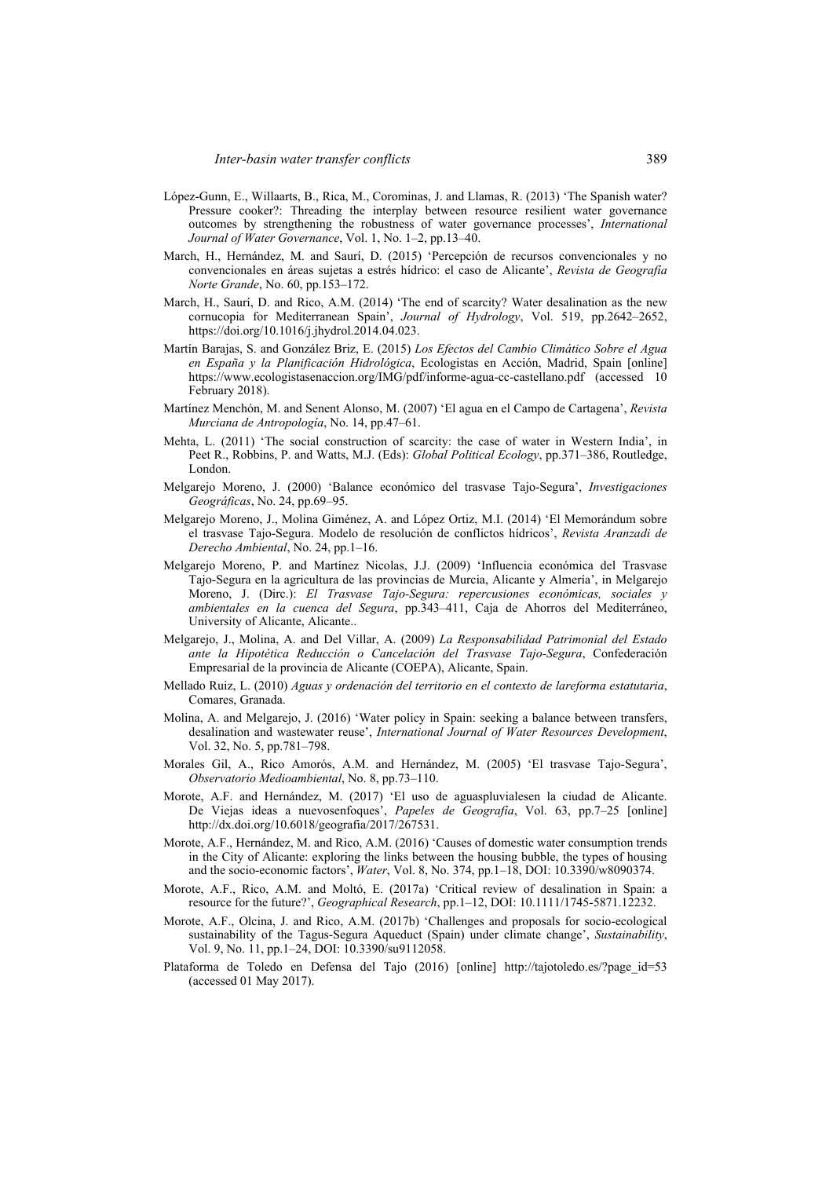López-Gunn, E., Willaarts, B., Rica, M., Corominas, J. and Llamas, R. (2013) 'The Spanish water? Pressure cooker?: Threading the interplay between resource resilient water governance outcomes by strengthening the robustness of water governance processes', *International Journal of Water Governance*, Vol. 1, No. 1–2, pp.13–40.

March, H., Hernández, M. and Saurí, D. (2015) 'Percepción de recursos convencionales y no convencionales en áreas sujetas a estrés hídrico: el caso de Alicante', *Revista de Geografía Norte Grande*, No. 60, pp.153–172.

March, H., Saurí, D. and Rico, A.M. (2014) 'The end of scarcity? Water desalination as the new cornucopia for Mediterranean Spain', *Journal of Hydrology*, Vol. 519, pp.2642–2652, https://doi.org/10.1016/j.jhydrol.2014.04.023.

Martín Barajas, S. and González Briz, E. (2015) *Los Efectos del Cambio Climático Sobre el Agua en España y la Planificación Hidrológica*, Ecologistas en Acción, Madrid, Spain [online] https://www.ecologistasenaccion.org/IMG/pdf/informe-agua-cc-castellano.pdf (accessed 10 February 2018).

Martínez Menchón, M. and Senent Alonso, M. (2007) 'El agua en el Campo de Cartagena', *Revista Murciana de Antropología*, No. 14, pp.47–61.

Mehta, L. (2011) 'The social construction of scarcity: the case of water in Western India', in Peet R., Robbins, P. and Watts, M.J. (Eds): *Global Political Ecology*, pp.371–386, Routledge, London.

Melgarejo Moreno, J. (2000) 'Balance económico del trasvase Tajo-Segura', *Investigaciones Geográficas*, No. 24, pp.69–95.

Melgarejo Moreno, J., Molina Giménez, A. and López Ortiz, M.I. (2014) 'El Memorándum sobre el trasvase Tajo-Segura. Modelo de resolución de conflictos hídricos', *Revista Aranzadi de Derecho Ambiental*, No. 24, pp.1–16.

Melgarejo Moreno, P. and Martínez Nicolas, J.J. (2009) 'Influencia económica del Trasvase Tajo-Segura en la agricultura de las provincias de Murcia, Alicante y Almería', in Melgarejo Moreno, J. (Dirc.): *El Trasvase Tajo-Segura: repercusiones económicas, sociales y ambientales en la cuenca del Segura*, pp.343–411, Caja de Ahorros del Mediterráneo, University of Alicante, Alicante..

Melgarejo, J., Molina, A. and Del Villar, A. (2009) *La Responsabilidad Patrimonial del Estado ante la Hipotética Reducción o Cancelación del Trasvase Tajo-Segura*, Confederación Empresarial de la provincia de Alicante (COEPA), Alicante, Spain.

Mellado Ruiz, L. (2010) *Aguas y ordenación del territorio en el contexto de lareforma estatutaria*, Comares, Granada.

Molina, A. and Melgarejo, J. (2016) 'Water policy in Spain: seeking a balance between transfers, desalination and wastewater reuse', *International Journal of Water Resources Development*, Vol. 32, No. 5, pp.781–798.

Morales Gil, A., Rico Amorós, A.M. and Hernández, M. (2005) 'El trasvase Tajo-Segura', *Observatorio Medioambiental*, No. 8, pp.73–110.

Morote, A.F. and Hernández, M. (2017) 'El uso de aguaspluvialesen la ciudad de Alicante. De Viejas ideas a nuevosenfoques', *Papeles de Geografía*, Vol. 63, pp.7–25 [online] http://dx.doi.org/10.6018/geografia/2017/267531.

Morote, A.F., Hernández, M. and Rico, A.M. (2016) 'Causes of domestic water consumption trends in the City of Alicante: exploring the links between the housing bubble, the types of housing and the socio-economic factors', *Water*, Vol. 8, No. 374, pp.1–18, DOI: 10.3390/w8090374.

Morote, A.F., Rico, A.M. and Moltó, E. (2017a) 'Critical review of desalination in Spain: a resource for the future?', *Geographical Research*, pp.1–12, DOI: 10.1111/1745-5871.12232.

Morote, A.F., Olcina, J. and Rico, A.M. (2017b) 'Challenges and proposals for socio-ecological sustainability of the Tagus-Segura Aqueduct (Spain) under climate change', *Sustainability*, Vol. 9, No. 11, pp.1–24, DOI: 10.3390/su9112058.

Plataforma de Toledo en Defensa del Tajo (2016) [online] http://tajotoledo.es/?page_id=53 (accessed 01 May 2017).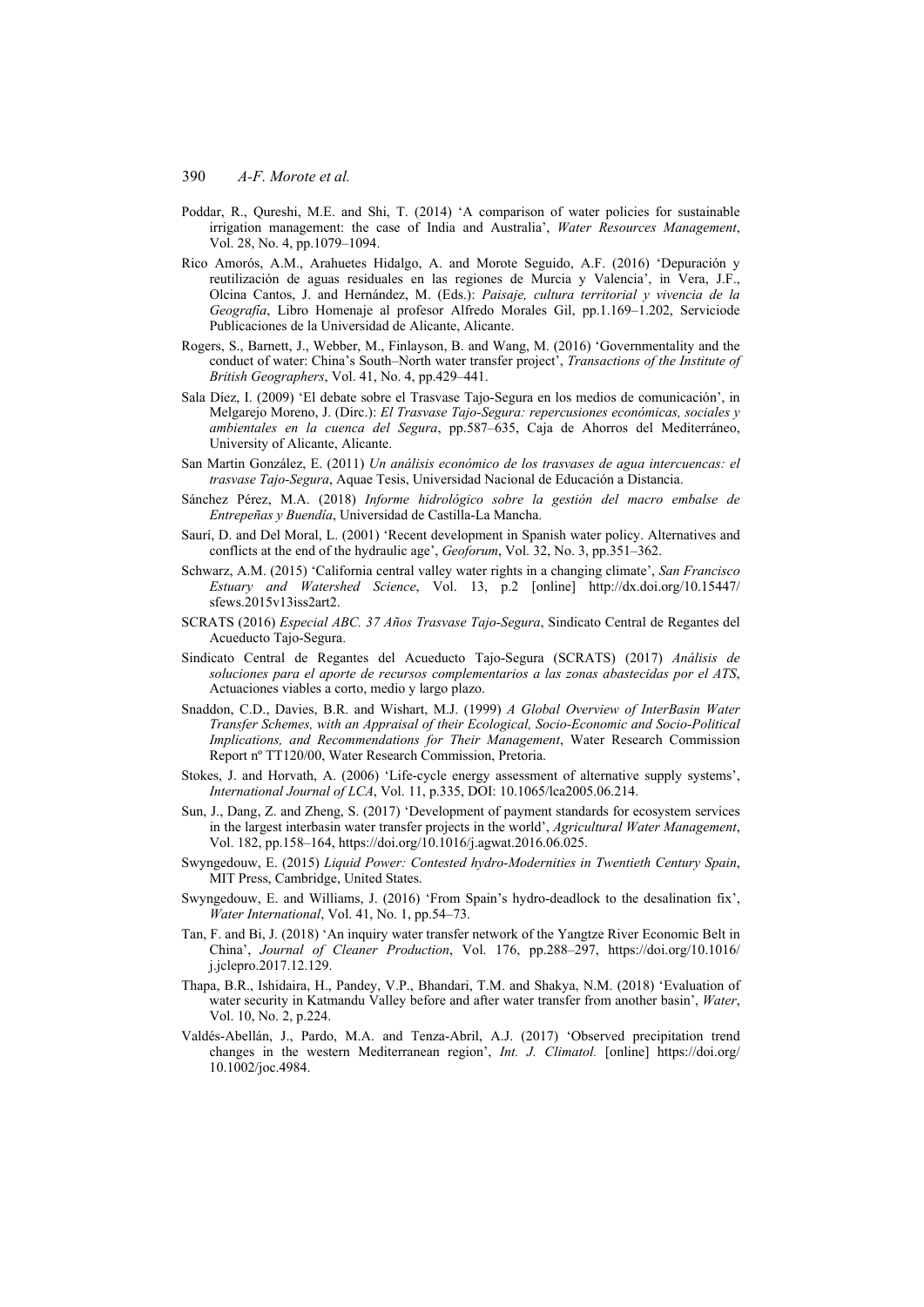Poddar, R., Qureshi, M.E. and Shi, T. (2014) 'A comparison of water policies for sustainable irrigation management: the case of India and Australia', *Water Resources Management*, Vol. 28, No. 4, pp.1079–1094.

Rico Amorós, A.M., Arahuetes Hidalgo, A. and Morote Seguido, A.F. (2016) 'Depuración y reutilización de aguas residuales en las regiones de Murcia y Valencia', in Vera, J.F., Olcina Cantos, J. and Hernández, M. (Eds.): *Paisaje, cultura territorial y vivencia de la Geografía*, Libro Homenaje al profesor Alfredo Morales Gil, pp.1.169–1.202, Serviciode Publicaciones de la Universidad de Alicante, Alicante.

Rogers, S., Barnett, J., Webber, M., Finlayson, B. and Wang, M. (2016) 'Governmentality and the conduct of water: China's South–North water transfer project', *Transactions of the Institute of British Geographers*, Vol. 41, No. 4, pp.429–441.

Sala Díez, I. (2009) 'El debate sobre el Trasvase Tajo-Segura en los medios de comunicación', in Melgarejo Moreno, J. (Dirc.): *El Trasvase Tajo-Segura: repercusiones económicas, sociales y ambientales en la cuenca del Segura*, pp.587–635, Caja de Ahorros del Mediterráneo, University of Alicante, Alicante.

San Martin González, E. (2011) *Un análisis económico de los trasvases de agua intercuencas: el trasvase Tajo-Segura*, Aquae Tesis, Universidad Nacional de Educación a Distancia.

Sánchez Pérez, M.A. (2018) *Informe hidrológico sobre la gestión del macro embalse de Entrepeñas y Buendía*, Universidad de Castilla-La Mancha.

Saurí, D. and Del Moral, L. (2001) 'Recent development in Spanish water policy. Alternatives and conflicts at the end of the hydraulic age', *Geoforum*, Vol. 32, No. 3, pp.351–362.

Schwarz, A.M. (2015) 'California central valley water rights in a changing climate', *San Francisco Estuary and Watershed Science*, Vol. 13, p.2 [online] http://dx.doi.org/10.15447/sfews.2015v13iss2art2.

SCRATS (2016) *Especial ABC. 37 Años Trasvase Tajo-Segura*, Sindicato Central de Regantes del Acueducto Tajo-Segura.

Sindicato Central de Regantes del Acueducto Tajo-Segura (SCRATS) (2017) *Análisis de soluciones para el aporte de recursos complementarios a las zonas abastecidas por el ATS*, Actuaciones viables a corto, medio y largo plazo.

Snaddon, C.D., Davies, B.R. and Wishart, M.J. (1999) *A Global Overview of InterBasin Water Transfer Schemes, with an Appraisal of their Ecological, Socio-Economic and Socio-Political Implications, and Recommendations for Their Management*, Water Research Commission Report nº TT120/00, Water Research Commission, Pretoria.

Stokes, J. and Horvath, A. (2006) 'Life-cycle energy assessment of alternative supply systems', *International Journal of LCA*, Vol. 11, p.335, DOI: 10.1065/lca2005.06.214.

Sun, J., Dang, Z. and Zheng, S. (2017) 'Development of payment standards for ecosystem services in the largest interbasin water transfer projects in the world', *Agricultural Water Management*, Vol. 182, pp.158–164, https://doi.org/10.1016/j.agwat.2016.06.025.

Swyngedouw, E. (2015) *Liquid Power: Contested hydro-Modernities in Twentieth Century Spain*, MIT Press, Cambridge, United States.

Swyngedouw, E. and Williams, J. (2016) 'From Spain's hydro-deadlock to the desalination fix', *Water International*, Vol. 41, No. 1, pp.54–73.

Tan, F. and Bi, J. (2018) 'An inquiry water transfer network of the Yangtze River Economic Belt in China', *Journal of Cleaner Production*, Vol. 176, pp.288–297, https://doi.org/10.1016/j.jclepro.2017.12.129.

Thapa, B.R., Ishidaira, H., Pandey, V.P., Bhandari, T.M. and Shakya, N.M. (2018) 'Evaluation of water security in Katmandu Valley before and after water transfer from another basin', *Water*, Vol. 10, No. 2, p.224.

Valdés-Abellán, J., Pardo, M.A. and Tenza-Abril, A.J. (2017) 'Observed precipitation trend changes in the western Mediterranean region', *Int. J. Climatol.* [online] https://doi.org/10.1002/joc.4984.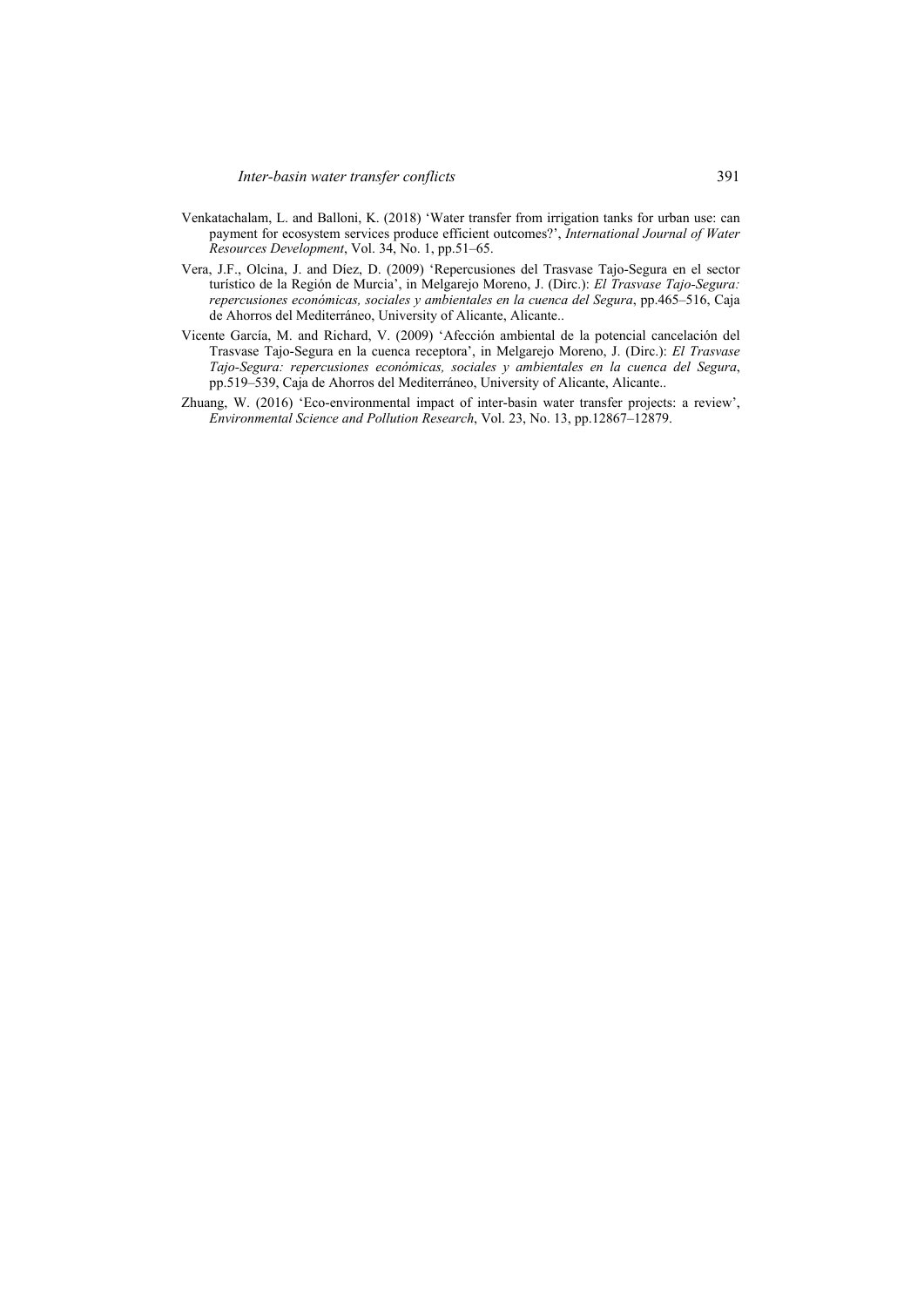Venkatachalam, L. and Balloni, K. (2018) 'Water transfer from irrigation tanks for urban use: can payment for ecosystem services produce efficient outcomes?', *International Journal of Water Resources Development*, Vol. 34, No. 1, pp.51–65.

Vera, J.F., Olcina, J. and Díez, D. (2009) 'Repercusiones del Trasvase Tajo-Segura en el sector turístico de la Región de Murcia', in Melgarejo Moreno, J. (Dirc.): *El Trasvase Tajo-Segura: repercusiones económicas, sociales y ambientales en la cuenca del Segura*, pp.465–516, Caja de Ahorros del Mediterráneo, University of Alicante, Alicante..

Vicente García, M. and Richard, V. (2009) 'Afección ambiental de la potencial cancelación del Trasvase Tajo-Segura en la cuenca receptora', in Melgarejo Moreno, J. (Dirc.): *El Trasvase Tajo-Segura: repercusiones económicas, sociales y ambientales en la cuenca del Segura*, pp.519–539, Caja de Ahorros del Mediterráneo, University of Alicante, Alicante..

Zhuang, W. (2016) 'Eco-environmental impact of inter-basin water transfer projects: a review', *Environmental Science and Pollution Research*, Vol. 23, No. 13, pp.12867–12879.